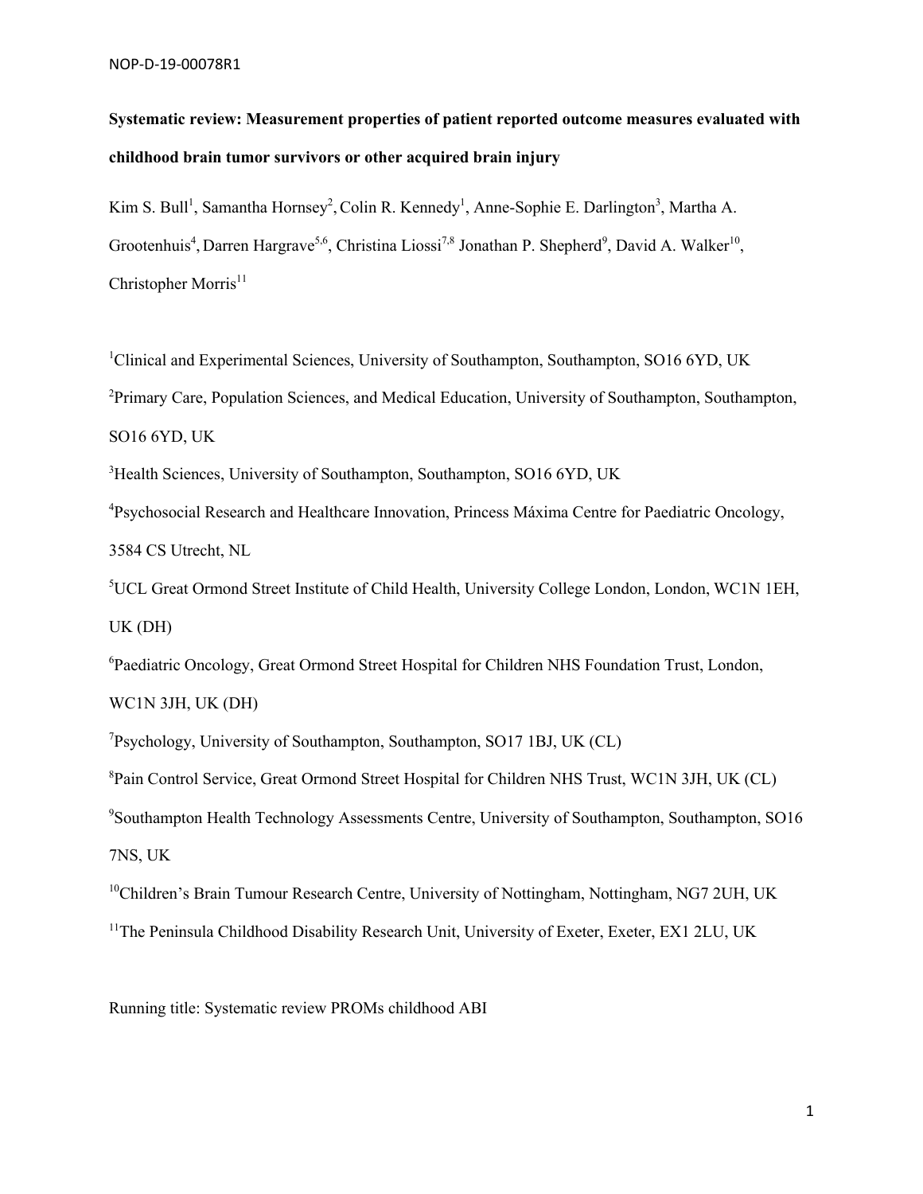# Systematic review: Measurement properties of patient reported outcome measures evaluated with childhood brain tumor survivors or other acquired brain injury

Kim S. Bull[1], Samantha Hornsey[2], Colin R. Kennedy[1], Anne-Sophie E. Darlington[3], Martha A. Grootenhuis[4], Darren Hargrave[5,6], Christina Liossi[7,8] Jonathan P. Shepherd[9], David A. Walker[10], Christopher Morris[11]

[1]Clinical and Experimental Sciences, University of Southampton, Southampton, SO16 6YD, UK

[2]Primary Care, Population Sciences, and Medical Education, University of Southampton, Southampton, SO16 6YD, UK

[3]Health Sciences, University of Southampton, Southampton, SO16 6YD, UK

[4]Psychosocial Research and Healthcare Innovation, Princess Máxima Centre for Paediatric Oncology, 3584 CS Utrecht, NL

[5]UCL Great Ormond Street Institute of Child Health, University College London, London, WC1N 1EH, UK (DH)

[6]Paediatric Oncology, Great Ormond Street Hospital for Children NHS Foundation Trust, London, WC1N 3JH, UK (DH)

[7]Psychology, University of Southampton, Southampton, SO17 1BJ, UK (CL)

[8]Pain Control Service, Great Ormond Street Hospital for Children NHS Trust, WC1N 3JH, UK (CL)

[9]Southampton Health Technology Assessments Centre, University of Southampton, Southampton, SO16 7NS, UK

[10]Children's Brain Tumour Research Centre, University of Nottingham, Nottingham, NG7 2UH, UK

[11]The Peninsula Childhood Disability Research Unit, University of Exeter, Exeter, EX1 2LU, UK

Running title: Systematic review PROMs childhood ABI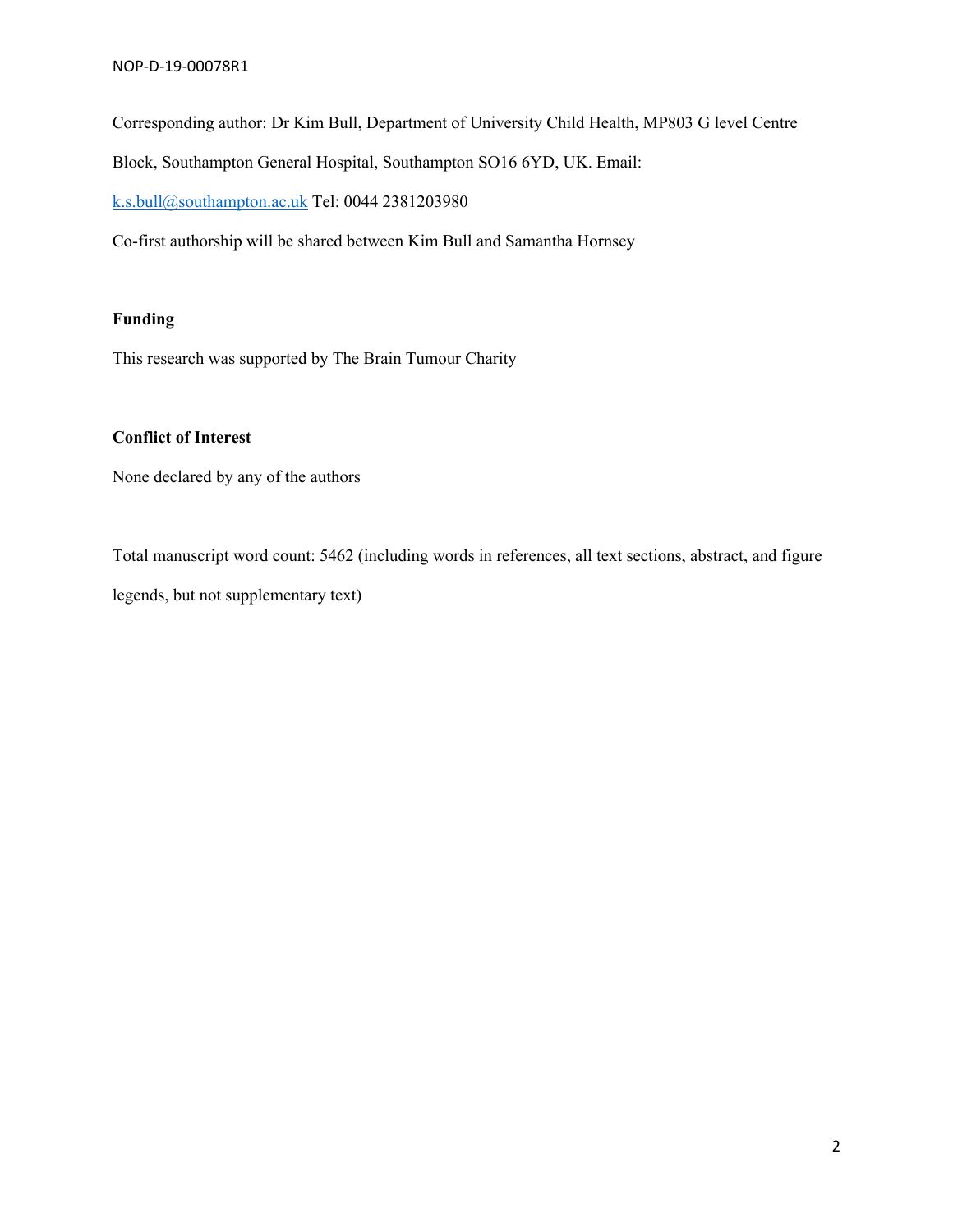Corresponding author: Dr Kim Bull, Department of University Child Health, MP803 G level Centre Block, Southampton General Hospital, Southampton SO16 6YD, UK. Email: k.s.bull@southampton.ac.uk Tel: 0044 2381203980

Co-first authorship will be shared between Kim Bull and Samantha Hornsey

**Funding**

This research was supported by The Brain Tumour Charity

**Conflict of Interest**

None declared by any of the authors

Total manuscript word count: 5462 (including words in references, all text sections, abstract, and figure legends, but not supplementary text)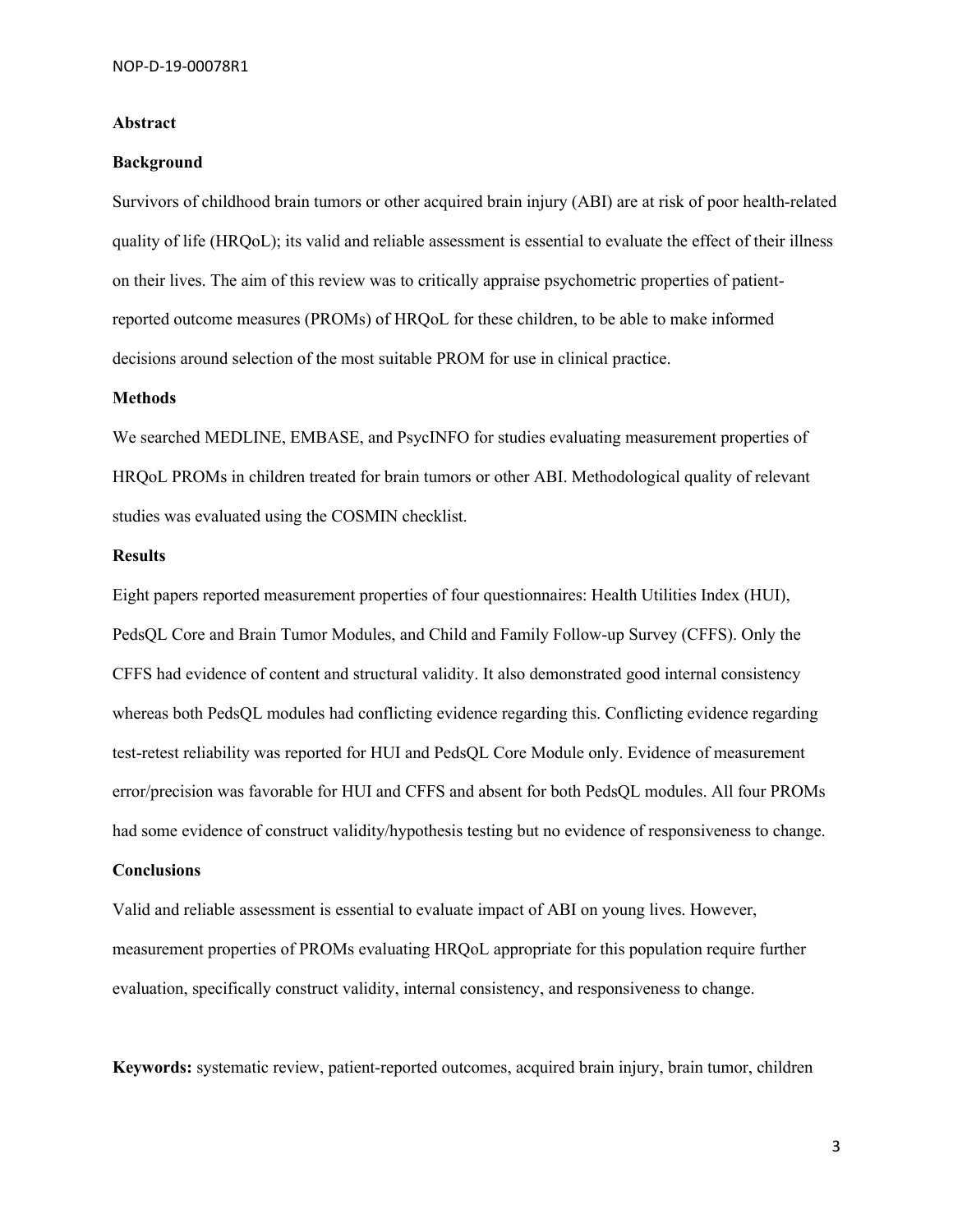## Abstract

### Background

Survivors of childhood brain tumors or other acquired brain injury (ABI) are at risk of poor health-related quality of life (HRQoL); its valid and reliable assessment is essential to evaluate the effect of their illness on their lives. The aim of this review was to critically appraise psychometric properties of patient-reported outcome measures (PROMs) of HRQoL for these children, to be able to make informed decisions around selection of the most suitable PROM for use in clinical practice.

### Methods

We searched MEDLINE, EMBASE, and PsycINFO for studies evaluating measurement properties of HRQoL PROMs in children treated for brain tumors or other ABI. Methodological quality of relevant studies was evaluated using the COSMIN checklist.

### Results

Eight papers reported measurement properties of four questionnaires: Health Utilities Index (HUI), PedsQL Core and Brain Tumor Modules, and Child and Family Follow-up Survey (CFFS). Only the CFFS had evidence of content and structural validity. It also demonstrated good internal consistency whereas both PedsQL modules had conflicting evidence regarding this. Conflicting evidence regarding test-retest reliability was reported for HUI and PedsQL Core Module only. Evidence of measurement error/precision was favorable for HUI and CFFS and absent for both PedsQL modules. All four PROMs had some evidence of construct validity/hypothesis testing but no evidence of responsiveness to change.

### Conclusions

Valid and reliable assessment is essential to evaluate impact of ABI on young lives. However, measurement properties of PROMs evaluating HRQoL appropriate for this population require further evaluation, specifically construct validity, internal consistency, and responsiveness to change.

**Keywords:** systematic review, patient-reported outcomes, acquired brain injury, brain tumor, children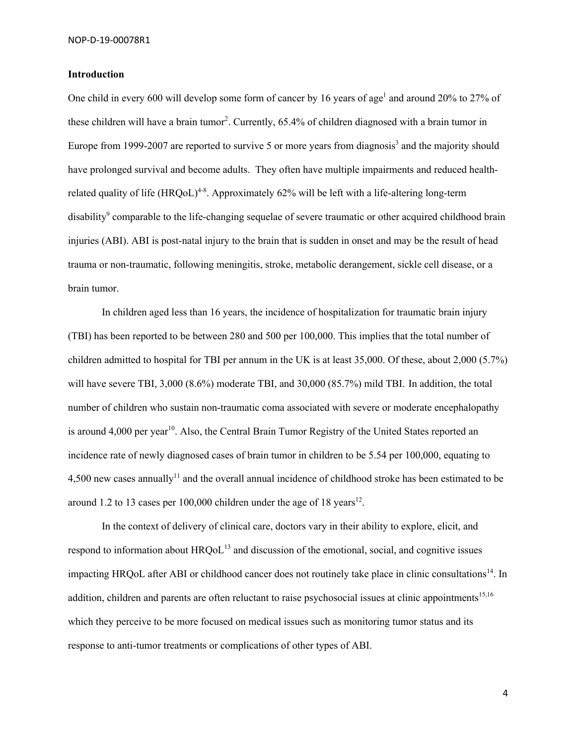## Introduction

One child in every 600 will develop some form of cancer by 16 years of age[1] and around 20% to 27% of these children will have a brain tumor[2]. Currently, 65.4% of children diagnosed with a brain tumor in Europe from 1999-2007 are reported to survive 5 or more years from diagnosis[3] and the majority should have prolonged survival and become adults. They often have multiple impairments and reduced health-related quality of life (HRQoL)[4-8]. Approximately 62% will be left with a life-altering long-term disability[9] comparable to the life-changing sequelae of severe traumatic or other acquired childhood brain injuries (ABI). ABI is post-natal injury to the brain that is sudden in onset and may be the result of head trauma or non-traumatic, following meningitis, stroke, metabolic derangement, sickle cell disease, or a brain tumor.

In children aged less than 16 years, the incidence of hospitalization for traumatic brain injury (TBI) has been reported to be between 280 and 500 per 100,000. This implies that the total number of children admitted to hospital for TBI per annum in the UK is at least 35,000. Of these, about 2,000 (5.7%) will have severe TBI, 3,000 (8.6%) moderate TBI, and 30,000 (85.7%) mild TBI. In addition, the total number of children who sustain non-traumatic coma associated with severe or moderate encephalopathy is around 4,000 per year[10]. Also, the Central Brain Tumor Registry of the United States reported an incidence rate of newly diagnosed cases of brain tumor in children to be 5.54 per 100,000, equating to 4,500 new cases annually[11] and the overall annual incidence of childhood stroke has been estimated to be around 1.2 to 13 cases per 100,000 children under the age of 18 years[12].

In the context of delivery of clinical care, doctors vary in their ability to explore, elicit, and respond to information about HRQoL[13] and discussion of the emotional, social, and cognitive issues impacting HRQoL after ABI or childhood cancer does not routinely take place in clinic consultations[14]. In addition, children and parents are often reluctant to raise psychosocial issues at clinic appointments[15,16] which they perceive to be more focused on medical issues such as monitoring tumor status and its response to anti-tumor treatments or complications of other types of ABI.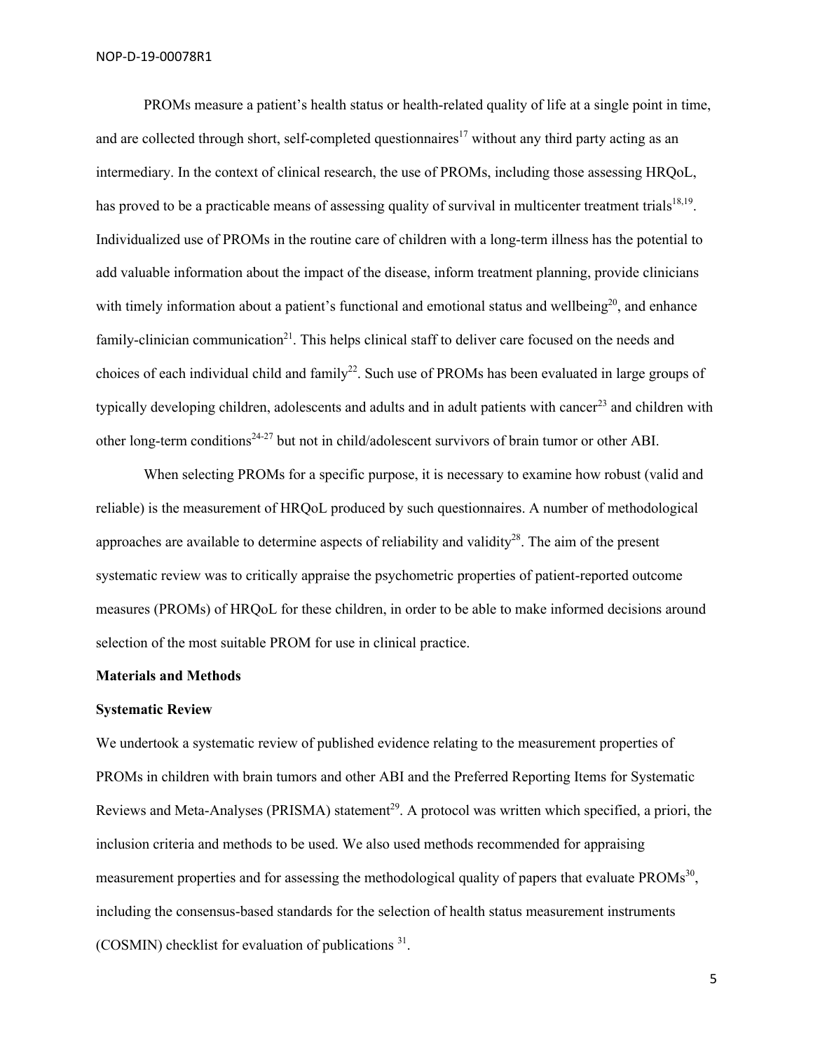PROMs measure a patient's health status or health-related quality of life at a single point in time, and are collected through short, self-completed questionnaires[17] without any third party acting as an intermediary. In the context of clinical research, the use of PROMs, including those assessing HRQoL, has proved to be a practicable means of assessing quality of survival in multicenter treatment trials[18,19]. Individualized use of PROMs in the routine care of children with a long-term illness has the potential to add valuable information about the impact of the disease, inform treatment planning, provide clinicians with timely information about a patient's functional and emotional status and wellbeing[20], and enhance family-clinician communication[21]. This helps clinical staff to deliver care focused on the needs and choices of each individual child and family[22]. Such use of PROMs has been evaluated in large groups of typically developing children, adolescents and adults and in adult patients with cancer[23] and children with other long-term conditions[24-27] but not in child/adolescent survivors of brain tumor or other ABI.

When selecting PROMs for a specific purpose, it is necessary to examine how robust (valid and reliable) is the measurement of HRQoL produced by such questionnaires. A number of methodological approaches are available to determine aspects of reliability and validity[28]. The aim of the present systematic review was to critically appraise the psychometric properties of patient-reported outcome measures (PROMs) of HRQoL for these children, in order to be able to make informed decisions around selection of the most suitable PROM for use in clinical practice.

## Materials and Methods

### Systematic Review

We undertook a systematic review of published evidence relating to the measurement properties of PROMs in children with brain tumors and other ABI and the Preferred Reporting Items for Systematic Reviews and Meta-Analyses (PRISMA) statement[29]. A protocol was written which specified, a priori, the inclusion criteria and methods to be used. We also used methods recommended for appraising measurement properties and for assessing the methodological quality of papers that evaluate PROMs[30], including the consensus-based standards for the selection of health status measurement instruments (COSMIN) checklist for evaluation of publications [31].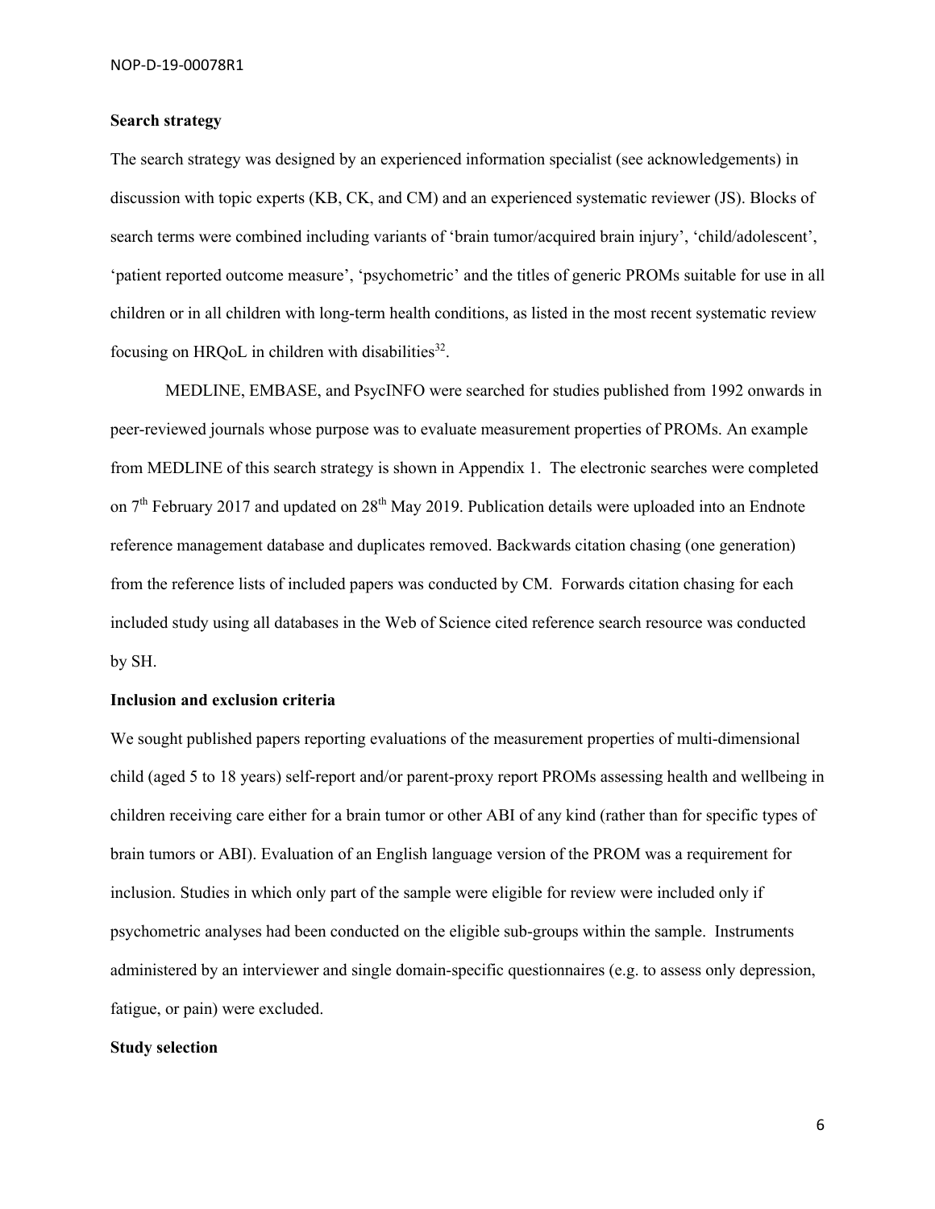**Search strategy**

The search strategy was designed by an experienced information specialist (see acknowledgements) in discussion with topic experts (KB, CK, and CM) and an experienced systematic reviewer (JS). Blocks of search terms were combined including variants of 'brain tumor/acquired brain injury', 'child/adolescent', 'patient reported outcome measure', 'psychometric' and the titles of generic PROMs suitable for use in all children or in all children with long-term health conditions, as listed in the most recent systematic review focusing on HRQoL in children with disabilities[32].

MEDLINE, EMBASE, and PsycINFO were searched for studies published from 1992 onwards in peer-reviewed journals whose purpose was to evaluate measurement properties of PROMs. An example from MEDLINE of this search strategy is shown in Appendix 1. The electronic searches were completed on 7th February 2017 and updated on 28th May 2019. Publication details were uploaded into an Endnote reference management database and duplicates removed. Backwards citation chasing (one generation) from the reference lists of included papers was conducted by CM. Forwards citation chasing for each included study using all databases in the Web of Science cited reference search resource was conducted by SH.

**Inclusion and exclusion criteria**

We sought published papers reporting evaluations of the measurement properties of multi-dimensional child (aged 5 to 18 years) self-report and/or parent-proxy report PROMs assessing health and wellbeing in children receiving care either for a brain tumor or other ABI of any kind (rather than for specific types of brain tumors or ABI). Evaluation of an English language version of the PROM was a requirement for inclusion. Studies in which only part of the sample were eligible for review were included only if psychometric analyses had been conducted on the eligible sub-groups within the sample. Instruments administered by an interviewer and single domain-specific questionnaires (e.g. to assess only depression, fatigue, or pain) were excluded.

**Study selection**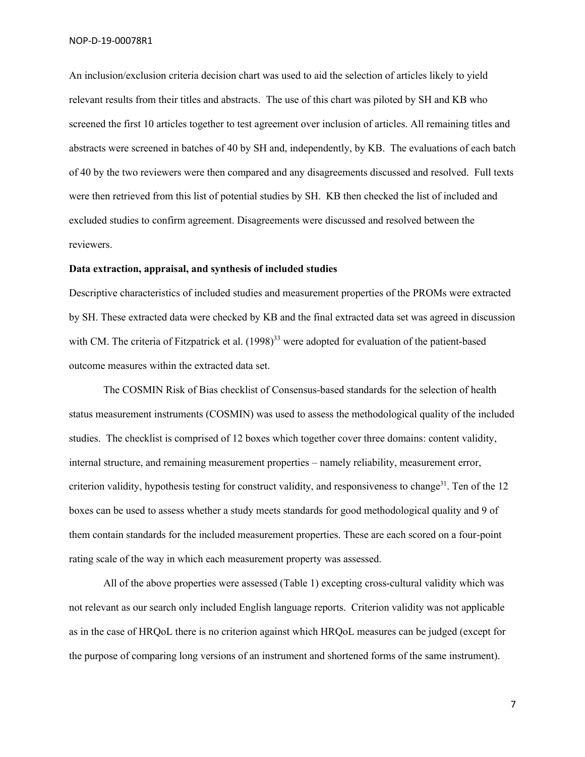An inclusion/exclusion criteria decision chart was used to aid the selection of articles likely to yield relevant results from their titles and abstracts. The use of this chart was piloted by SH and KB who screened the first 10 articles together to test agreement over inclusion of articles. All remaining titles and abstracts were screened in batches of 40 by SH and, independently, by KB. The evaluations of each batch of 40 by the two reviewers were then compared and any disagreements discussed and resolved. Full texts were then retrieved from this list of potential studies by SH. KB then checked the list of included and excluded studies to confirm agreement. Disagreements were discussed and resolved between the reviewers.

**Data extraction, appraisal, and synthesis of included studies**

Descriptive characteristics of included studies and measurement properties of the PROMs were extracted by SH. These extracted data were checked by KB and the final extracted data set was agreed in discussion with CM. The criteria of Fitzpatrick et al. (1998)[33] were adopted for evaluation of the patient-based outcome measures within the extracted data set.

The COSMIN Risk of Bias checklist of Consensus-based standards for the selection of health status measurement instruments (COSMIN) was used to assess the methodological quality of the included studies. The checklist is comprised of 12 boxes which together cover three domains: content validity, internal structure, and remaining measurement properties – namely reliability, measurement error, criterion validity, hypothesis testing for construct validity, and responsiveness to change[31]. Ten of the 12 boxes can be used to assess whether a study meets standards for good methodological quality and 9 of them contain standards for the included measurement properties. These are each scored on a four-point rating scale of the way in which each measurement property was assessed.

All of the above properties were assessed (Table 1) excepting cross-cultural validity which was not relevant as our search only included English language reports. Criterion validity was not applicable as in the case of HRQoL there is no criterion against which HRQoL measures can be judged (except for the purpose of comparing long versions of an instrument and shortened forms of the same instrument).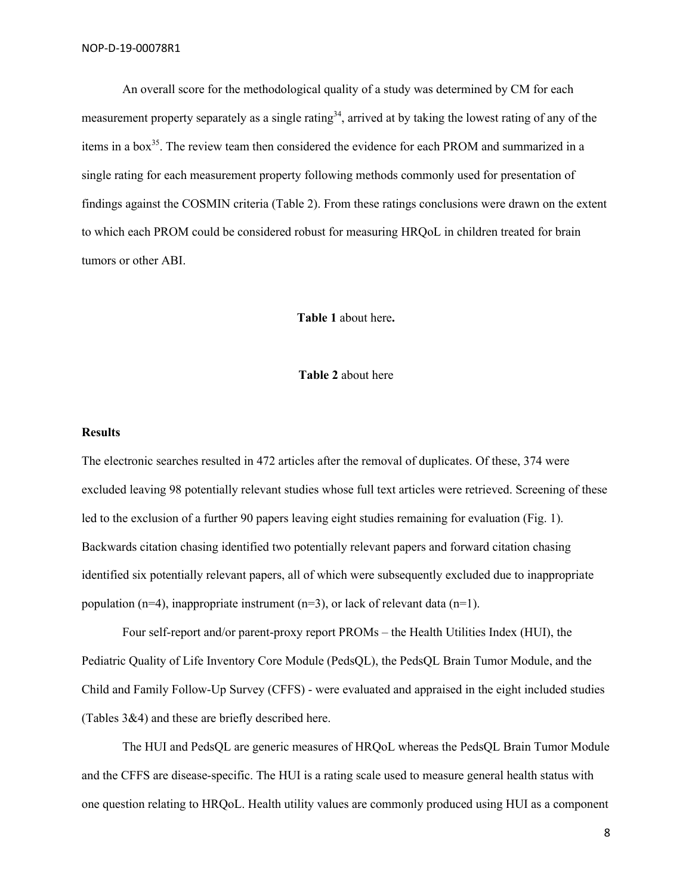An overall score for the methodological quality of a study was determined by CM for each measurement property separately as a single rating[34], arrived at by taking the lowest rating of any of the items in a box[35]. The review team then considered the evidence for each PROM and summarized in a single rating for each measurement property following methods commonly used for presentation of findings against the COSMIN criteria (Table 2). From these ratings conclusions were drawn on the extent to which each PROM could be considered robust for measuring HRQoL in children treated for brain tumors or other ABI.

**Table 1** about here**.**

**Table 2** about here

**Results**

The electronic searches resulted in 472 articles after the removal of duplicates. Of these, 374 were excluded leaving 98 potentially relevant studies whose full text articles were retrieved. Screening of these led to the exclusion of a further 90 papers leaving eight studies remaining for evaluation (Fig. 1). Backwards citation chasing identified two potentially relevant papers and forward citation chasing identified six potentially relevant papers, all of which were subsequently excluded due to inappropriate population (n=4), inappropriate instrument (n=3), or lack of relevant data (n=1).

Four self-report and/or parent-proxy report PROMs – the Health Utilities Index (HUI), the Pediatric Quality of Life Inventory Core Module (PedsQL), the PedsQL Brain Tumor Module, and the Child and Family Follow-Up Survey (CFFS) - were evaluated and appraised in the eight included studies (Tables 3&4) and these are briefly described here.

The HUI and PedsQL are generic measures of HRQoL whereas the PedsQL Brain Tumor Module and the CFFS are disease-specific. The HUI is a rating scale used to measure general health status with one question relating to HRQoL. Health utility values are commonly produced using HUI as a component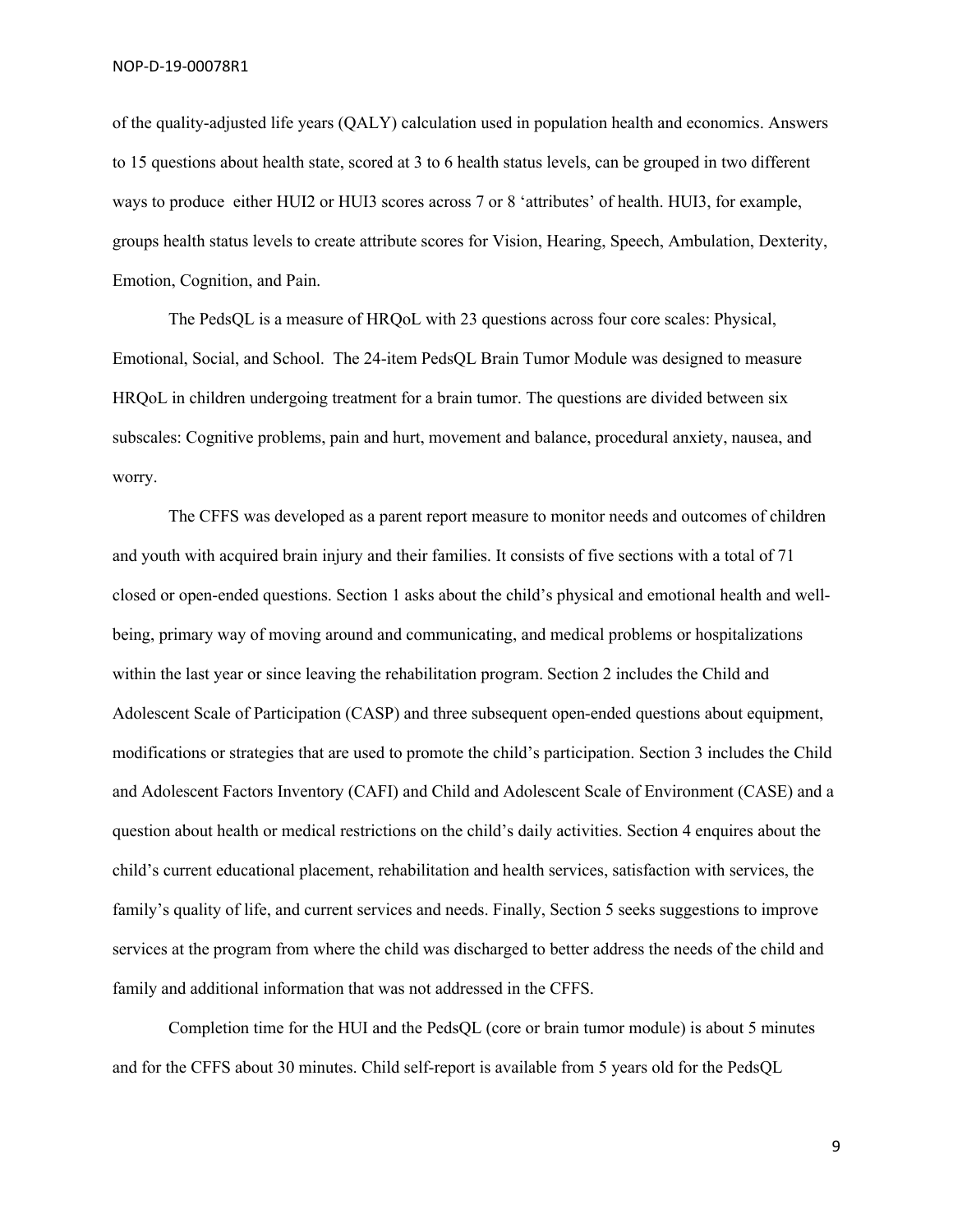of the quality-adjusted life years (QALY) calculation used in population health and economics. Answers to 15 questions about health state, scored at 3 to 6 health status levels, can be grouped in two different ways to produce either HUI2 or HUI3 scores across 7 or 8 'attributes' of health. HUI3, for example, groups health status levels to create attribute scores for Vision, Hearing, Speech, Ambulation, Dexterity, Emotion, Cognition, and Pain.

The PedsQL is a measure of HRQoL with 23 questions across four core scales: Physical, Emotional, Social, and School. The 24-item PedsQL Brain Tumor Module was designed to measure HRQoL in children undergoing treatment for a brain tumor. The questions are divided between six subscales: Cognitive problems, pain and hurt, movement and balance, procedural anxiety, nausea, and worry.

The CFFS was developed as a parent report measure to monitor needs and outcomes of children and youth with acquired brain injury and their families. It consists of five sections with a total of 71 closed or open-ended questions. Section 1 asks about the child's physical and emotional health and well-being, primary way of moving around and communicating, and medical problems or hospitalizations within the last year or since leaving the rehabilitation program. Section 2 includes the Child and Adolescent Scale of Participation (CASP) and three subsequent open-ended questions about equipment, modifications or strategies that are used to promote the child's participation. Section 3 includes the Child and Adolescent Factors Inventory (CAFI) and Child and Adolescent Scale of Environment (CASE) and a question about health or medical restrictions on the child's daily activities. Section 4 enquires about the child's current educational placement, rehabilitation and health services, satisfaction with services, the family's quality of life, and current services and needs. Finally, Section 5 seeks suggestions to improve services at the program from where the child was discharged to better address the needs of the child and family and additional information that was not addressed in the CFFS.

Completion time for the HUI and the PedsQL (core or brain tumor module) is about 5 minutes and for the CFFS about 30 minutes. Child self-report is available from 5 years old for the PedsQL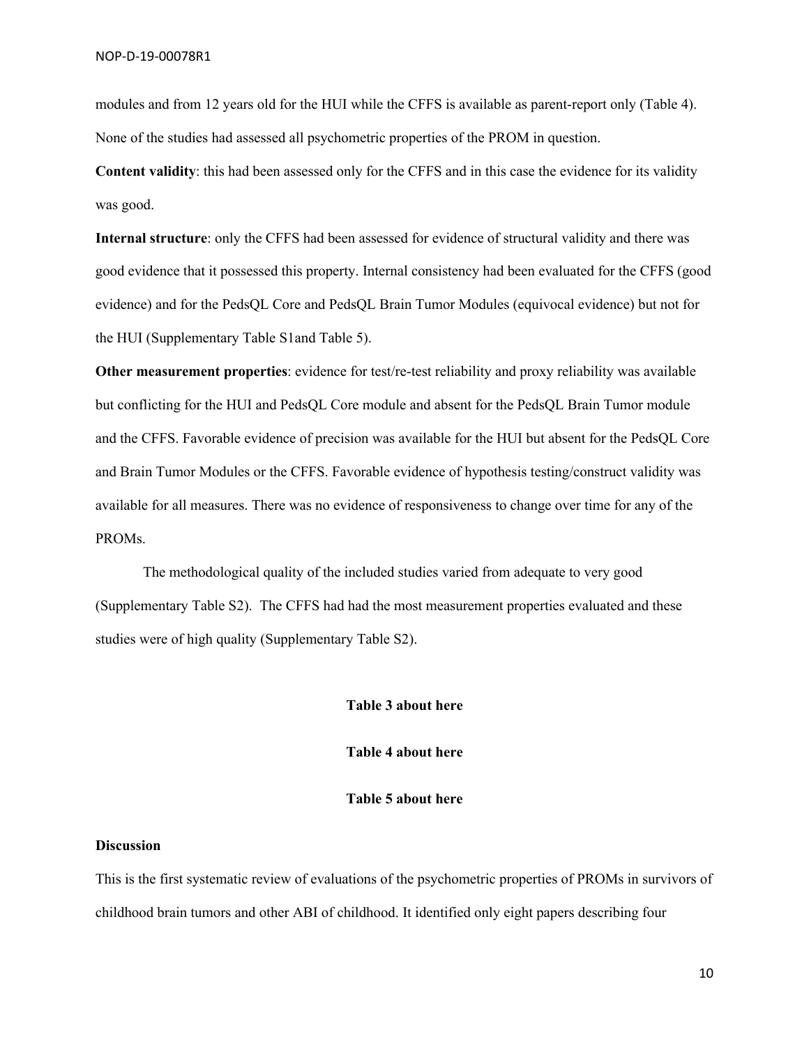modules and from 12 years old for the HUI while the CFFS is available as parent-report only (Table 4). None of the studies had assessed all psychometric properties of the PROM in question.

**Content validity**: this had been assessed only for the CFFS and in this case the evidence for its validity was good.

**Internal structure**: only the CFFS had been assessed for evidence of structural validity and there was good evidence that it possessed this property. Internal consistency had been evaluated for the CFFS (good evidence) and for the PedsQL Core and PedsQL Brain Tumor Modules (equivocal evidence) but not for the HUI (Supplementary Table S1and Table 5).

**Other measurement properties**: evidence for test/re-test reliability and proxy reliability was available but conflicting for the HUI and PedsQL Core module and absent for the PedsQL Brain Tumor module and the CFFS. Favorable evidence of precision was available for the HUI but absent for the PedsQL Core and Brain Tumor Modules or the CFFS. Favorable evidence of hypothesis testing/construct validity was available for all measures. There was no evidence of responsiveness to change over time for any of the PROMs.

The methodological quality of the included studies varied from adequate to very good (Supplementary Table S2). The CFFS had had the most measurement properties evaluated and these studies were of high quality (Supplementary Table S2).

**Table 3 about here**

**Table 4 about here**

**Table 5 about here**

## Discussion

This is the first systematic review of evaluations of the psychometric properties of PROMs in survivors of childhood brain tumors and other ABI of childhood. It identified only eight papers describing four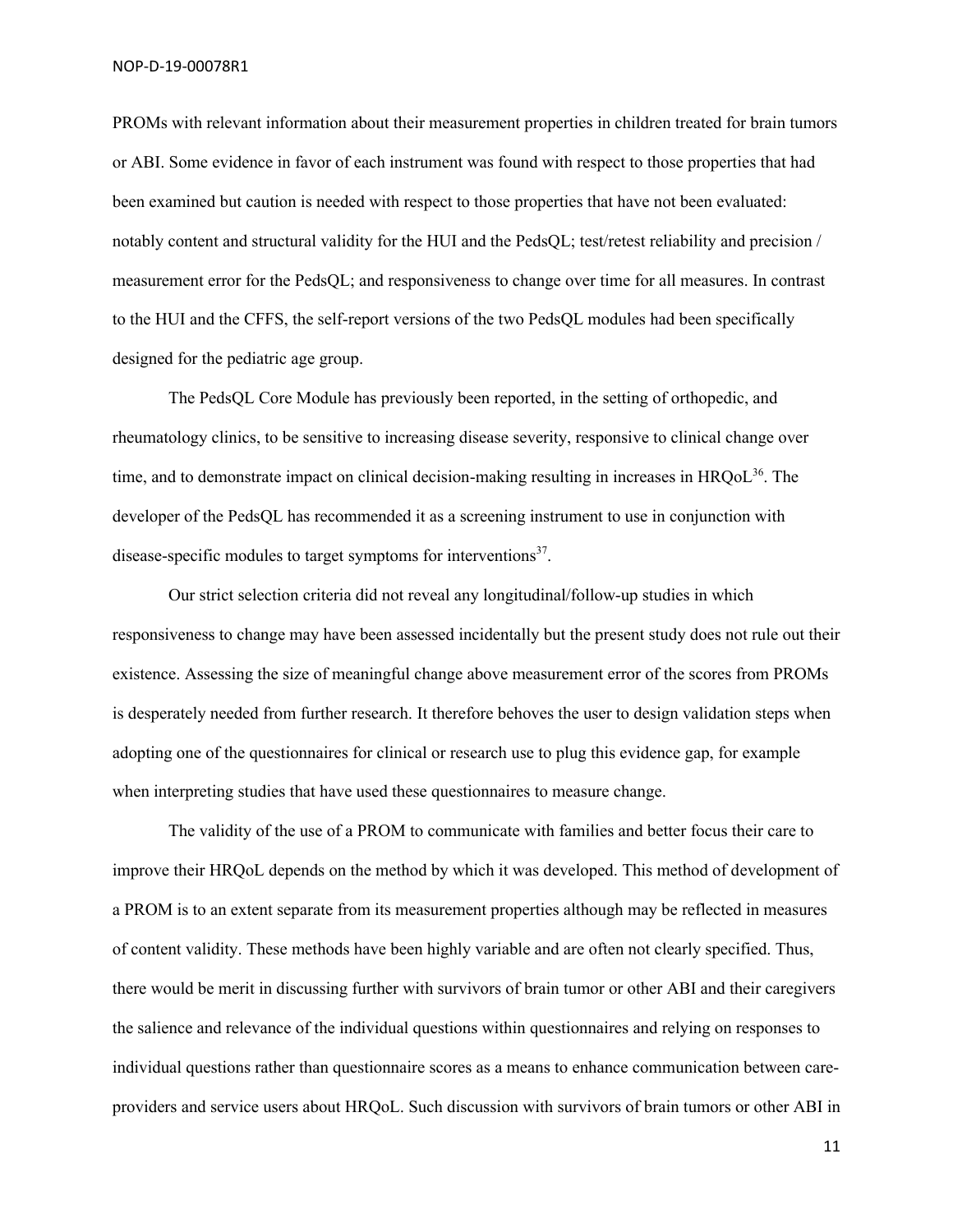PROMs with relevant information about their measurement properties in children treated for brain tumors or ABI. Some evidence in favor of each instrument was found with respect to those properties that had been examined but caution is needed with respect to those properties that have not been evaluated: notably content and structural validity for the HUI and the PedsQL; test/retest reliability and precision / measurement error for the PedsQL; and responsiveness to change over time for all measures. In contrast to the HUI and the CFFS, the self-report versions of the two PedsQL modules had been specifically designed for the pediatric age group.

The PedsQL Core Module has previously been reported, in the setting of orthopedic, and rheumatology clinics, to be sensitive to increasing disease severity, responsive to clinical change over time, and to demonstrate impact on clinical decision-making resulting in increases in HRQoL[36]. The developer of the PedsQL has recommended it as a screening instrument to use in conjunction with disease-specific modules to target symptoms for interventions[37].

Our strict selection criteria did not reveal any longitudinal/follow-up studies in which responsiveness to change may have been assessed incidentally but the present study does not rule out their existence. Assessing the size of meaningful change above measurement error of the scores from PROMs is desperately needed from further research. It therefore behoves the user to design validation steps when adopting one of the questionnaires for clinical or research use to plug this evidence gap, for example when interpreting studies that have used these questionnaires to measure change.

The validity of the use of a PROM to communicate with families and better focus their care to improve their HRQoL depends on the method by which it was developed. This method of development of a PROM is to an extent separate from its measurement properties although may be reflected in measures of content validity. These methods have been highly variable and are often not clearly specified. Thus, there would be merit in discussing further with survivors of brain tumor or other ABI and their caregivers the salience and relevance of the individual questions within questionnaires and relying on responses to individual questions rather than questionnaire scores as a means to enhance communication between care-providers and service users about HRQoL. Such discussion with survivors of brain tumors or other ABI in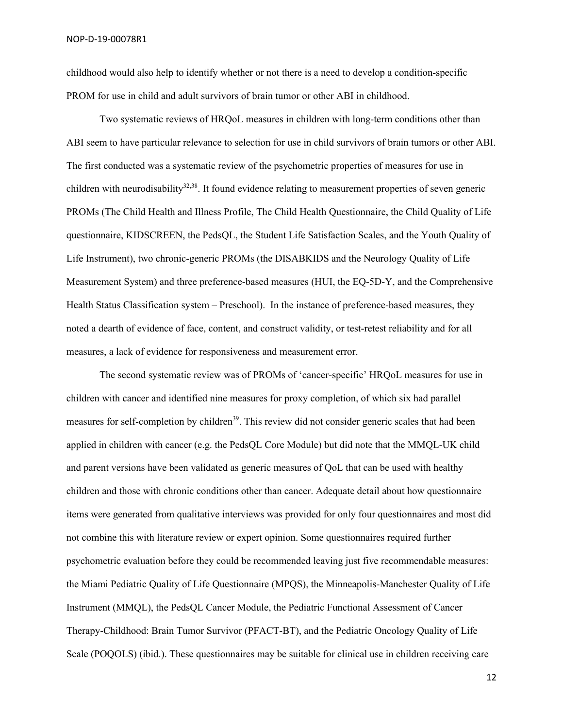childhood would also help to identify whether or not there is a need to develop a condition-specific PROM for use in child and adult survivors of brain tumor or other ABI in childhood.

Two systematic reviews of HRQoL measures in children with long-term conditions other than ABI seem to have particular relevance to selection for use in child survivors of brain tumors or other ABI. The first conducted was a systematic review of the psychometric properties of measures for use in children with neurodisability[32,38]. It found evidence relating to measurement properties of seven generic PROMs (The Child Health and Illness Profile, The Child Health Questionnaire, the Child Quality of Life questionnaire, KIDSCREEN, the PedsQL, the Student Life Satisfaction Scales, and the Youth Quality of Life Instrument), two chronic-generic PROMs (the DISABKIDS and the Neurology Quality of Life Measurement System) and three preference-based measures (HUI, the EQ-5D-Y, and the Comprehensive Health Status Classification system – Preschool). In the instance of preference-based measures, they noted a dearth of evidence of face, content, and construct validity, or test-retest reliability and for all measures, a lack of evidence for responsiveness and measurement error.

The second systematic review was of PROMs of 'cancer-specific' HRQoL measures for use in children with cancer and identified nine measures for proxy completion, of which six had parallel measures for self-completion by children[39]. This review did not consider generic scales that had been applied in children with cancer (e.g. the PedsQL Core Module) but did note that the MMQL-UK child and parent versions have been validated as generic measures of QoL that can be used with healthy children and those with chronic conditions other than cancer. Adequate detail about how questionnaire items were generated from qualitative interviews was provided for only four questionnaires and most did not combine this with literature review or expert opinion. Some questionnaires required further psychometric evaluation before they could be recommended leaving just five recommendable measures: the Miami Pediatric Quality of Life Questionnaire (MPQS), the Minneapolis-Manchester Quality of Life Instrument (MMQL), the PedsQL Cancer Module, the Pediatric Functional Assessment of Cancer Therapy-Childhood: Brain Tumor Survivor (PFACT-BT), and the Pediatric Oncology Quality of Life Scale (POQOLS) (ibid.). These questionnaires may be suitable for clinical use in children receiving care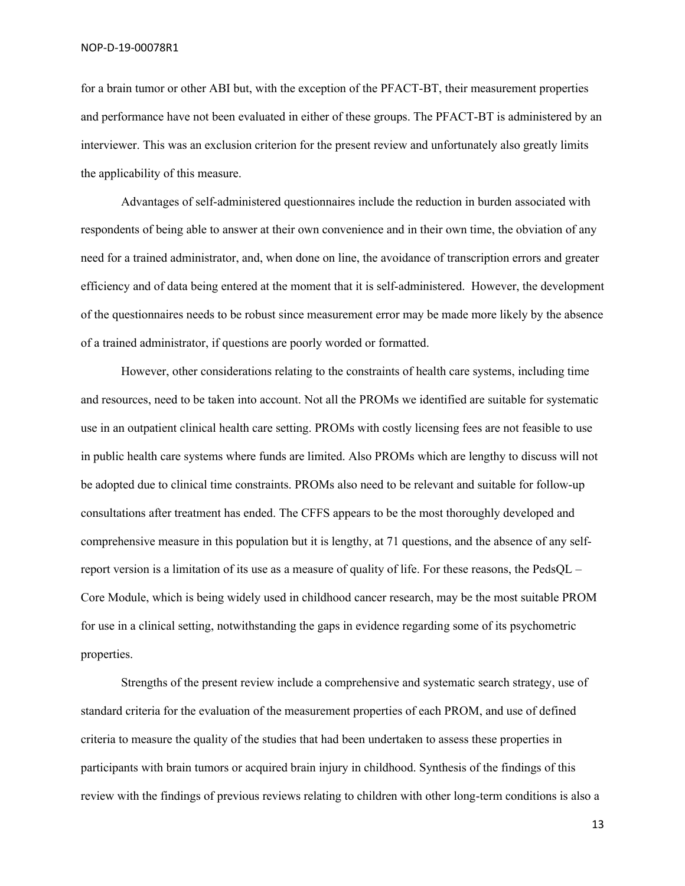for a brain tumor or other ABI but, with the exception of the PFACT-BT, their measurement properties and performance have not been evaluated in either of these groups. The PFACT-BT is administered by an interviewer. This was an exclusion criterion for the present review and unfortunately also greatly limits the applicability of this measure.

Advantages of self-administered questionnaires include the reduction in burden associated with respondents of being able to answer at their own convenience and in their own time, the obviation of any need for a trained administrator, and, when done on line, the avoidance of transcription errors and greater efficiency and of data being entered at the moment that it is self-administered. However, the development of the questionnaires needs to be robust since measurement error may be made more likely by the absence of a trained administrator, if questions are poorly worded or formatted.

However, other considerations relating to the constraints of health care systems, including time and resources, need to be taken into account. Not all the PROMs we identified are suitable for systematic use in an outpatient clinical health care setting. PROMs with costly licensing fees are not feasible to use in public health care systems where funds are limited. Also PROMs which are lengthy to discuss will not be adopted due to clinical time constraints. PROMs also need to be relevant and suitable for follow-up consultations after treatment has ended. The CFFS appears to be the most thoroughly developed and comprehensive measure in this population but it is lengthy, at 71 questions, and the absence of any self-report version is a limitation of its use as a measure of quality of life. For these reasons, the PedsQL – Core Module, which is being widely used in childhood cancer research, may be the most suitable PROM for use in a clinical setting, notwithstanding the gaps in evidence regarding some of its psychometric properties.

Strengths of the present review include a comprehensive and systematic search strategy, use of standard criteria for the evaluation of the measurement properties of each PROM, and use of defined criteria to measure the quality of the studies that had been undertaken to assess these properties in participants with brain tumors or acquired brain injury in childhood. Synthesis of the findings of this review with the findings of previous reviews relating to children with other long-term conditions is also a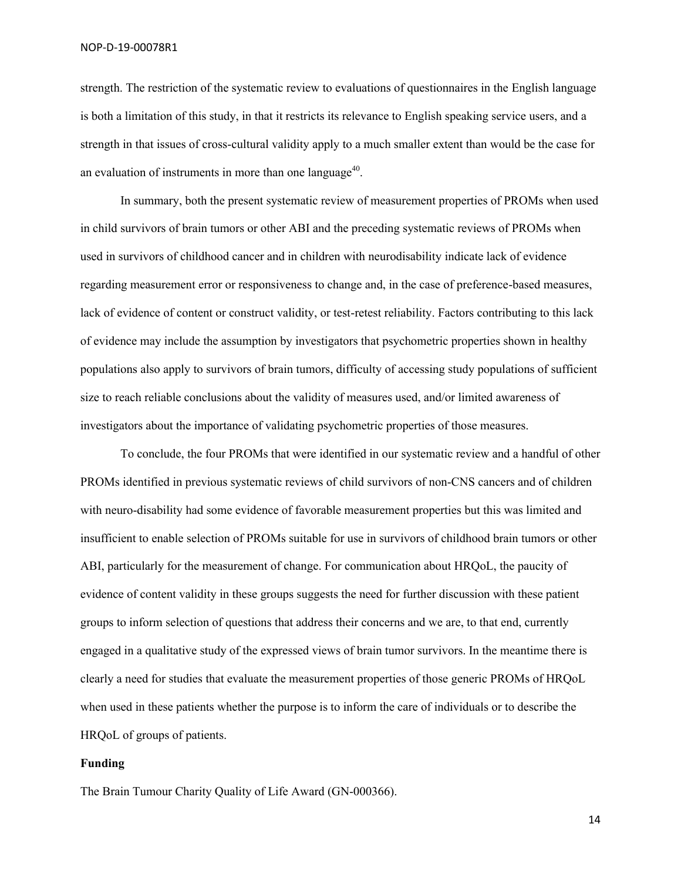strength. The restriction of the systematic review to evaluations of questionnaires in the English language is both a limitation of this study, in that it restricts its relevance to English speaking service users, and a strength in that issues of cross-cultural validity apply to a much smaller extent than would be the case for an evaluation of instruments in more than one language[40].

In summary, both the present systematic review of measurement properties of PROMs when used in child survivors of brain tumors or other ABI and the preceding systematic reviews of PROMs when used in survivors of childhood cancer and in children with neurodisability indicate lack of evidence regarding measurement error or responsiveness to change and, in the case of preference-based measures, lack of evidence of content or construct validity, or test-retest reliability. Factors contributing to this lack of evidence may include the assumption by investigators that psychometric properties shown in healthy populations also apply to survivors of brain tumors, difficulty of accessing study populations of sufficient size to reach reliable conclusions about the validity of measures used, and/or limited awareness of investigators about the importance of validating psychometric properties of those measures.

To conclude, the four PROMs that were identified in our systematic review and a handful of other PROMs identified in previous systematic reviews of child survivors of non-CNS cancers and of children with neuro-disability had some evidence of favorable measurement properties but this was limited and insufficient to enable selection of PROMs suitable for use in survivors of childhood brain tumors or other ABI, particularly for the measurement of change. For communication about HRQoL, the paucity of evidence of content validity in these groups suggests the need for further discussion with these patient groups to inform selection of questions that address their concerns and we are, to that end, currently engaged in a qualitative study of the expressed views of brain tumor survivors. In the meantime there is clearly a need for studies that evaluate the measurement properties of those generic PROMs of HRQoL when used in these patients whether the purpose is to inform the care of individuals or to describe the HRQoL of groups of patients.

**Funding**

The Brain Tumour Charity Quality of Life Award (GN-000366).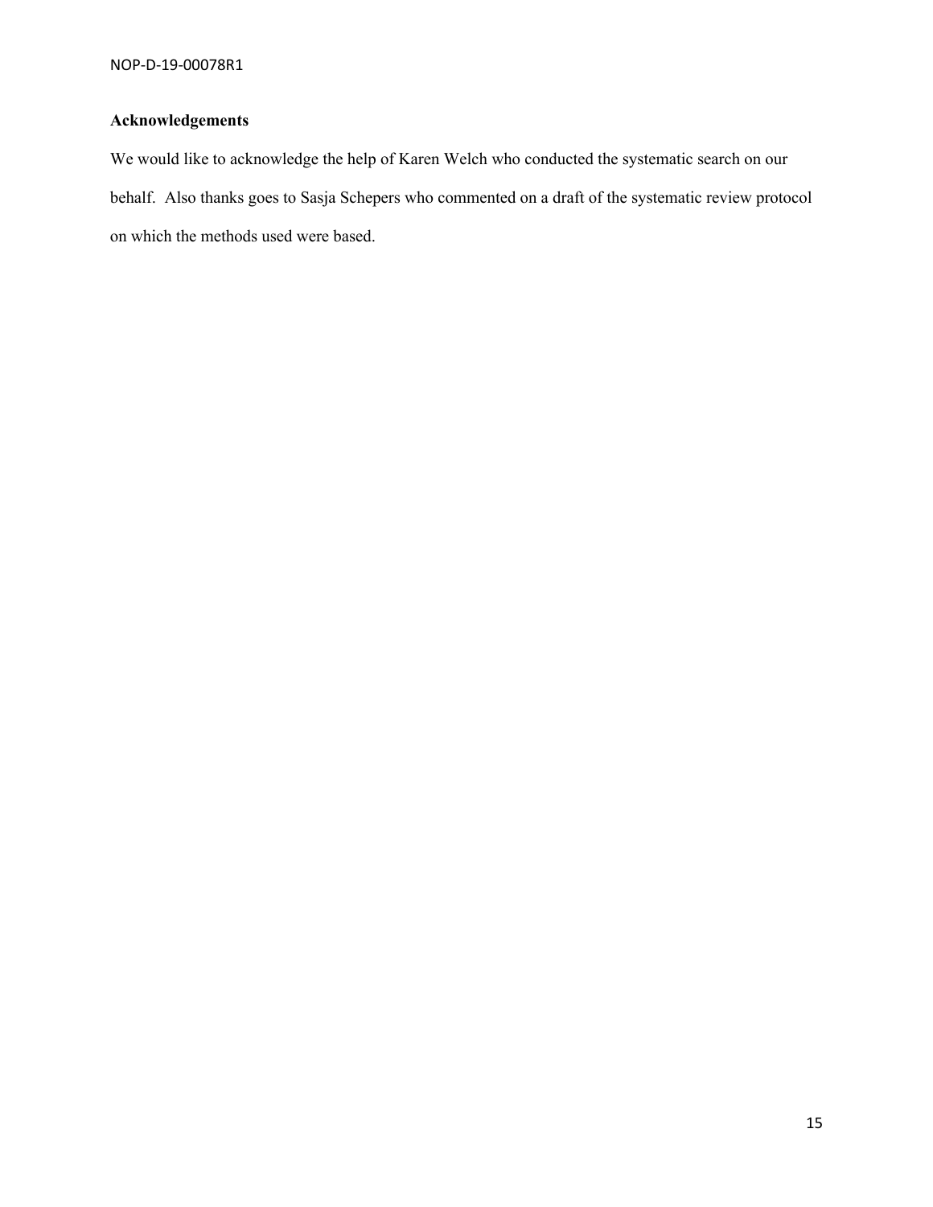**Acknowledgements**

We would like to acknowledge the help of Karen Welch who conducted the systematic search on our behalf. Also thanks goes to Sasja Schepers who commented on a draft of the systematic review protocol on which the methods used were based.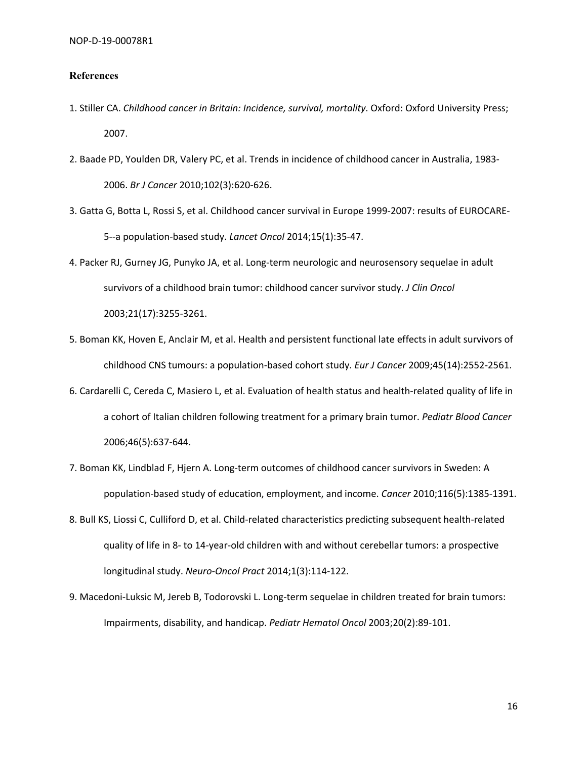## References

1. Stiller CA. *Childhood cancer in Britain: Incidence, survival, mortality*. Oxford: Oxford University Press; 2007.
2. Baade PD, Youlden DR, Valery PC, et al. Trends in incidence of childhood cancer in Australia, 1983-2006. *Br J Cancer* 2010;102(3):620-626.
3. Gatta G, Botta L, Rossi S, et al. Childhood cancer survival in Europe 1999-2007: results of EUROCARE-5--a population-based study. *Lancet Oncol* 2014;15(1):35-47.
4. Packer RJ, Gurney JG, Punyko JA, et al. Long-term neurologic and neurosensory sequelae in adult survivors of a childhood brain tumor: childhood cancer survivor study. *J Clin Oncol* 2003;21(17):3255-3261.
5. Boman KK, Hoven E, Anclair M, et al. Health and persistent functional late effects in adult survivors of childhood CNS tumours: a population-based cohort study. *Eur J Cancer* 2009;45(14):2552-2561.
6. Cardarelli C, Cereda C, Masiero L, et al. Evaluation of health status and health-related quality of life in a cohort of Italian children following treatment for a primary brain tumor. *Pediatr Blood Cancer* 2006;46(5):637-644.
7. Boman KK, Lindblad F, Hjern A. Long-term outcomes of childhood cancer survivors in Sweden: A population-based study of education, employment, and income. *Cancer* 2010;116(5):1385-1391.
8. Bull KS, Liossi C, Culliford D, et al. Child-related characteristics predicting subsequent health-related quality of life in 8- to 14-year-old children with and without cerebellar tumors: a prospective longitudinal study. *Neuro-Oncol Pract* 2014;1(3):114-122.
9. Macedoni-Luksic M, Jereb B, Todorovski L. Long-term sequelae in children treated for brain tumors: Impairments, disability, and handicap. *Pediatr Hematol Oncol* 2003;20(2):89-101.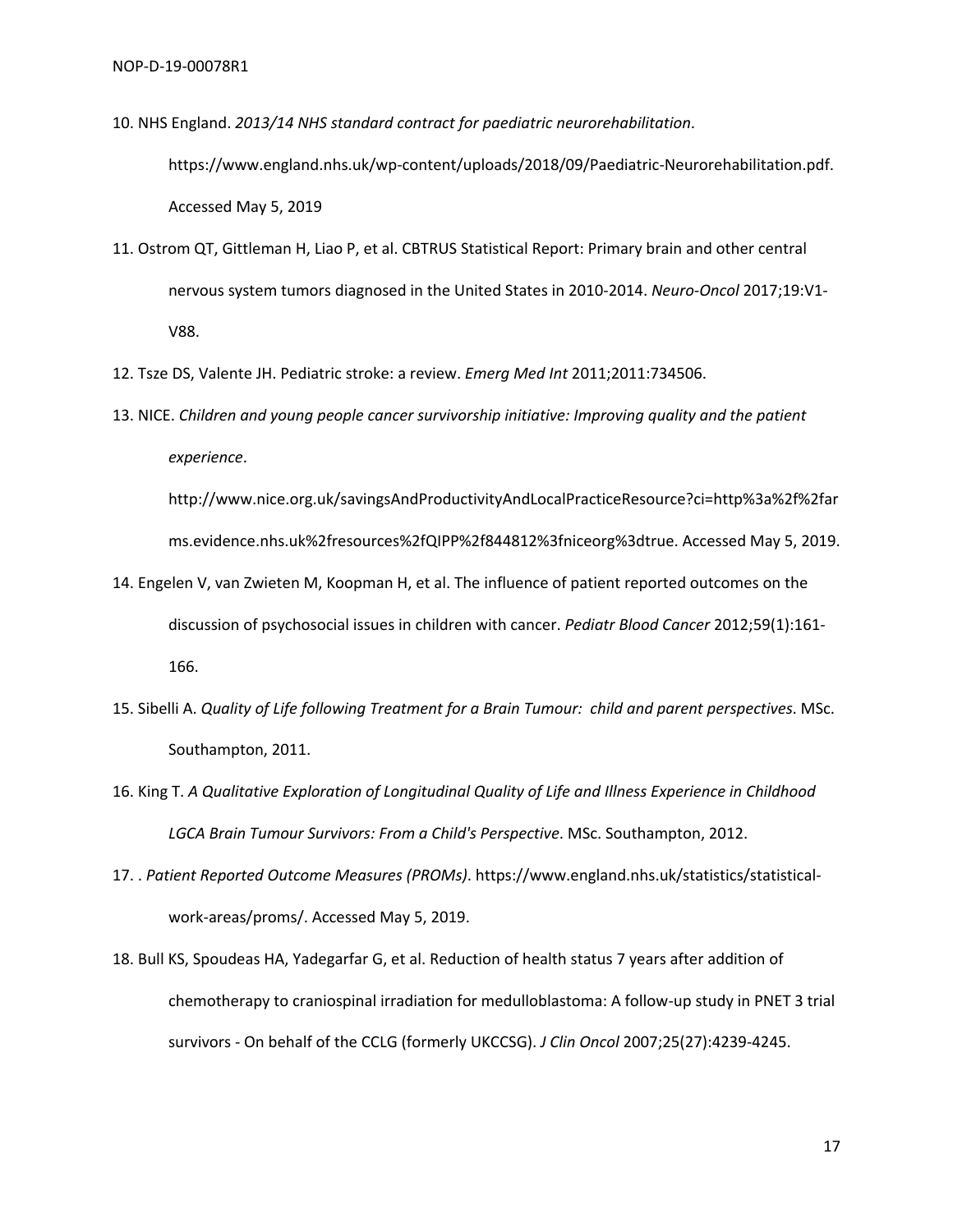10. NHS England. *2013/14 NHS standard contract for paediatric neurorehabilitation*. https://www.england.nhs.uk/wp-content/uploads/2018/09/Paediatric-Neurorehabilitation.pdf. Accessed May 5, 2019

11. Ostrom QT, Gittleman H, Liao P, et al. CBTRUS Statistical Report: Primary brain and other central nervous system tumors diagnosed in the United States in 2010-2014. *Neuro-Oncol* 2017;19:V1-V88.

12. Tsze DS, Valente JH. Pediatric stroke: a review. *Emerg Med Int* 2011;2011:734506.

13. NICE. *Children and young people cancer survivorship initiative: Improving quality and the patient experience*. http://www.nice.org.uk/savingsAndProductivityAndLocalPracticeResource?ci=http%3a%2f%2farms.evidence.nhs.uk%2fresources%2fQIPP%2f844812%3fniceorg%3dtrue. Accessed May 5, 2019.

14. Engelen V, van Zwieten M, Koopman H, et al. The influence of patient reported outcomes on the discussion of psychosocial issues in children with cancer. *Pediatr Blood Cancer* 2012;59(1):161-166.

15. Sibelli A. *Quality of Life following Treatment for a Brain Tumour: child and parent perspectives*. MSc. Southampton, 2011.

16. King T. *A Qualitative Exploration of Longitudinal Quality of Life and Illness Experience in Childhood LGCA Brain Tumour Survivors: From a Child's Perspective*. MSc. Southampton, 2012.

17. . *Patient Reported Outcome Measures (PROMs)*. https://www.england.nhs.uk/statistics/statistical-work-areas/proms/. Accessed May 5, 2019.

18. Bull KS, Spoudeas HA, Yadegarfar G, et al. Reduction of health status 7 years after addition of chemotherapy to craniospinal irradiation for medulloblastoma: A follow-up study in PNET 3 trial survivors - On behalf of the CCLG (formerly UKCCSG). *J Clin Oncol* 2007;25(27):4239-4245.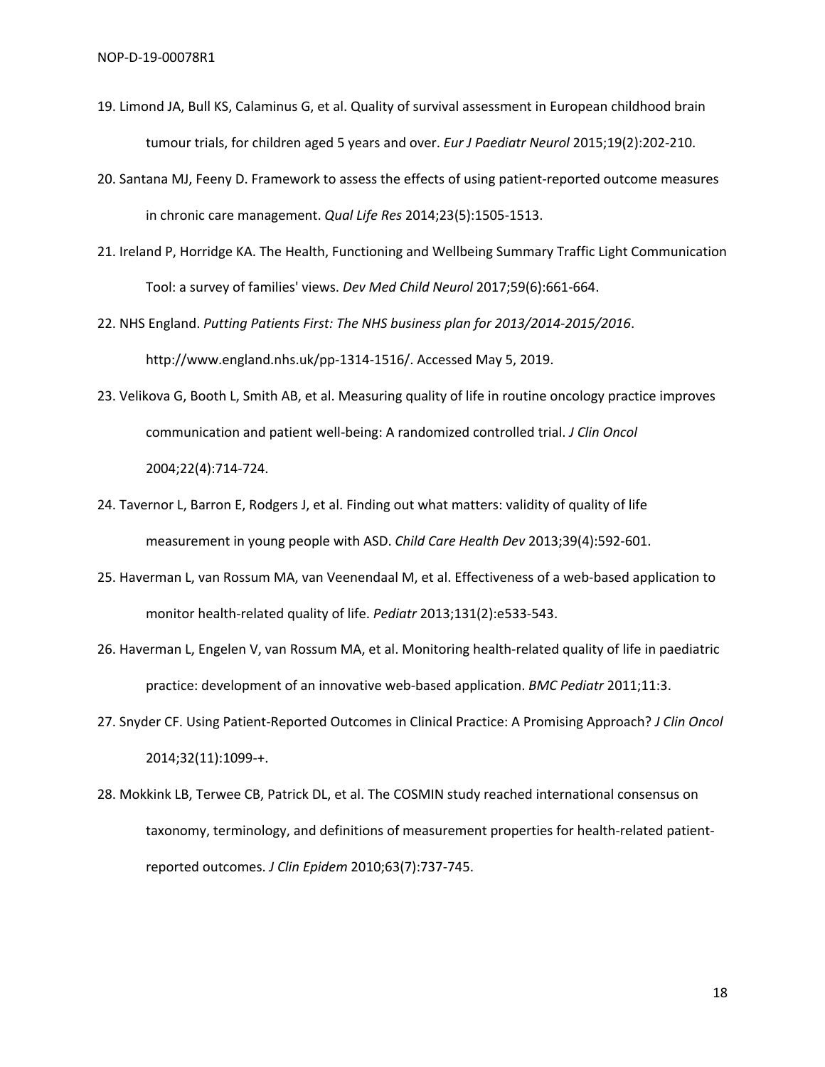19. Limond JA, Bull KS, Calaminus G, et al. Quality of survival assessment in European childhood brain tumour trials, for children aged 5 years and over. *Eur J Paediatr Neurol* 2015;19(2):202-210.

20. Santana MJ, Feeny D. Framework to assess the effects of using patient-reported outcome measures in chronic care management. *Qual Life Res* 2014;23(5):1505-1513.

21. Ireland P, Horridge KA. The Health, Functioning and Wellbeing Summary Traffic Light Communication Tool: a survey of families' views. *Dev Med Child Neurol* 2017;59(6):661-664.

22. NHS England. *Putting Patients First: The NHS business plan for 2013/2014-2015/2016*. http://www.england.nhs.uk/pp-1314-1516/. Accessed May 5, 2019.

23. Velikova G, Booth L, Smith AB, et al. Measuring quality of life in routine oncology practice improves communication and patient well-being: A randomized controlled trial. *J Clin Oncol* 2004;22(4):714-724.

24. Tavernor L, Barron E, Rodgers J, et al. Finding out what matters: validity of quality of life measurement in young people with ASD. *Child Care Health Dev* 2013;39(4):592-601.

25. Haverman L, van Rossum MA, van Veenendaal M, et al. Effectiveness of a web-based application to monitor health-related quality of life. *Pediatr* 2013;131(2):e533-543.

26. Haverman L, Engelen V, van Rossum MA, et al. Monitoring health-related quality of life in paediatric practice: development of an innovative web-based application. *BMC Pediatr* 2011;11:3.

27. Snyder CF. Using Patient-Reported Outcomes in Clinical Practice: A Promising Approach? *J Clin Oncol* 2014;32(11):1099-+.

28. Mokkink LB, Terwee CB, Patrick DL, et al. The COSMIN study reached international consensus on taxonomy, terminology, and definitions of measurement properties for health-related patient-reported outcomes. *J Clin Epidem* 2010;63(7):737-745.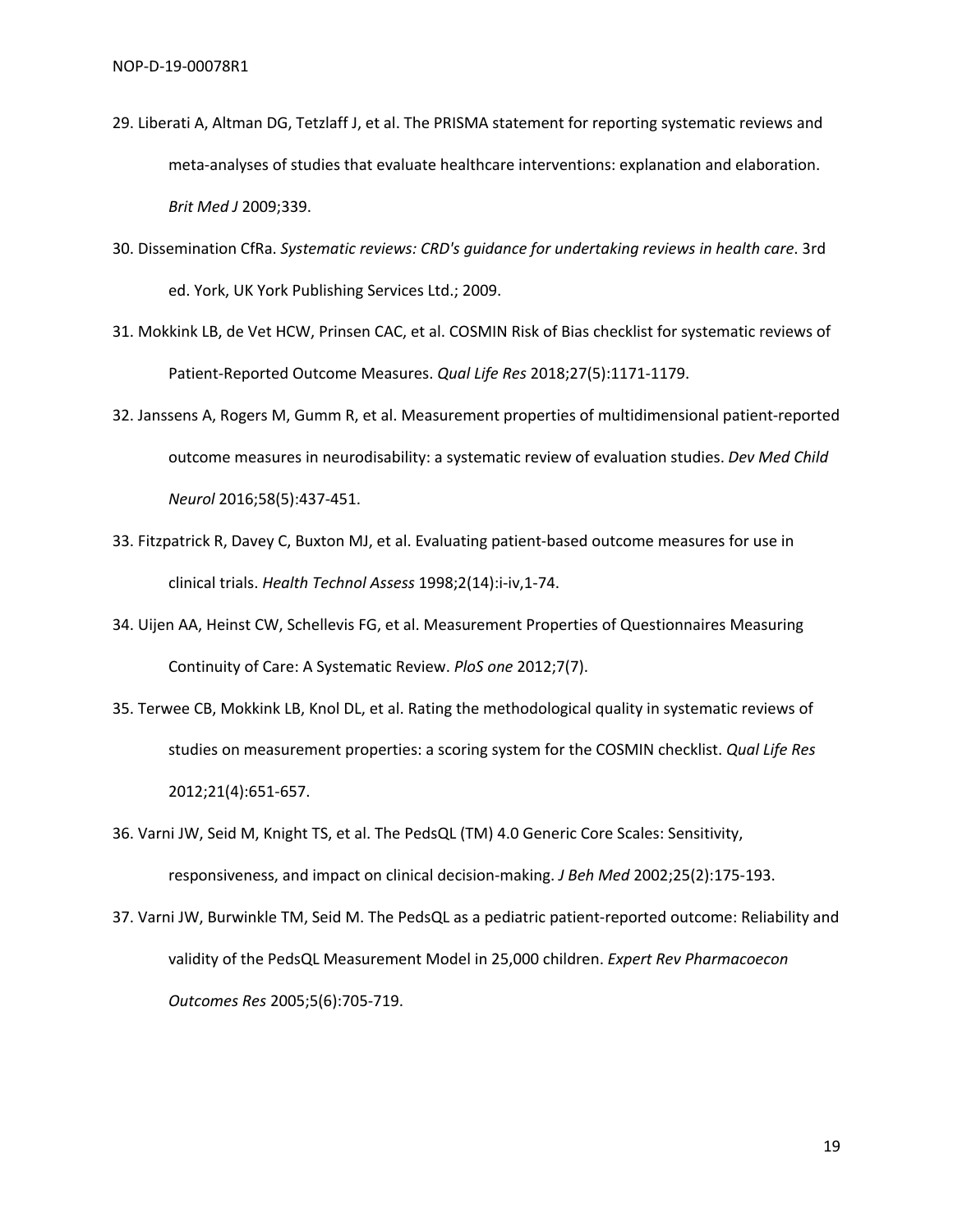29. Liberati A, Altman DG, Tetzlaff J, et al. The PRISMA statement for reporting systematic reviews and meta-analyses of studies that evaluate healthcare interventions: explanation and elaboration. *Brit Med J* 2009;339.

30. Dissemination CfRa. *Systematic reviews: CRD's guidance for undertaking reviews in health care*. 3rd ed. York, UK York Publishing Services Ltd.; 2009.

31. Mokkink LB, de Vet HCW, Prinsen CAC, et al. COSMIN Risk of Bias checklist for systematic reviews of Patient-Reported Outcome Measures. *Qual Life Res* 2018;27(5):1171-1179.

32. Janssens A, Rogers M, Gumm R, et al. Measurement properties of multidimensional patient-reported outcome measures in neurodisability: a systematic review of evaluation studies. *Dev Med Child Neurol* 2016;58(5):437-451.

33. Fitzpatrick R, Davey C, Buxton MJ, et al. Evaluating patient-based outcome measures for use in clinical trials. *Health Technol Assess* 1998;2(14):i-iv,1-74.

34. Uijen AA, Heinst CW, Schellevis FG, et al. Measurement Properties of Questionnaires Measuring Continuity of Care: A Systematic Review. *PloS one* 2012;7(7).

35. Terwee CB, Mokkink LB, Knol DL, et al. Rating the methodological quality in systematic reviews of studies on measurement properties: a scoring system for the COSMIN checklist. *Qual Life Res* 2012;21(4):651-657.

36. Varni JW, Seid M, Knight TS, et al. The PedsQL (TM) 4.0 Generic Core Scales: Sensitivity, responsiveness, and impact on clinical decision-making. *J Beh Med* 2002;25(2):175-193.

37. Varni JW, Burwinkle TM, Seid M. The PedsQL as a pediatric patient-reported outcome: Reliability and validity of the PedsQL Measurement Model in 25,000 children. *Expert Rev Pharmacoecon Outcomes Res* 2005;5(6):705-719.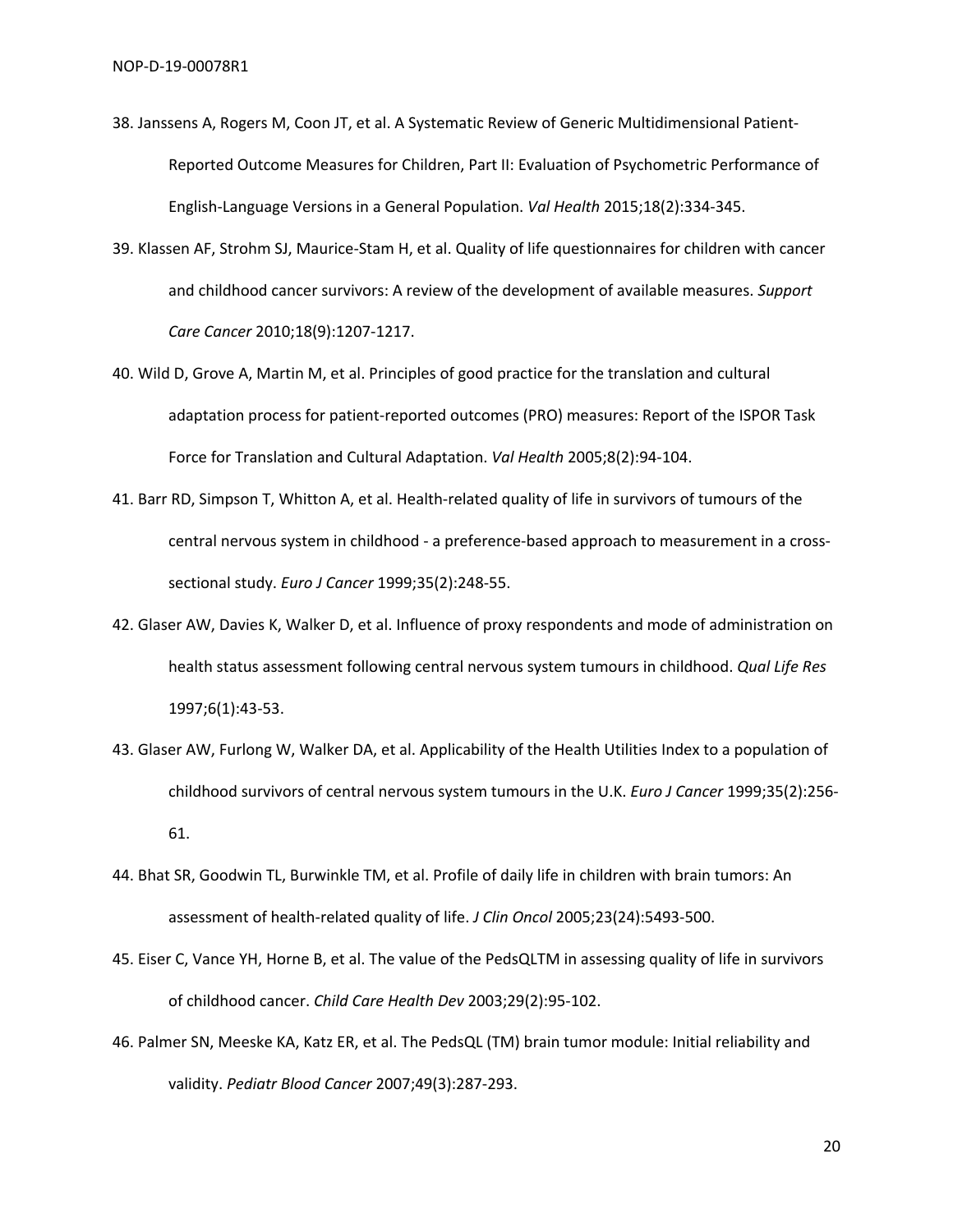38. Janssens A, Rogers M, Coon JT, et al. A Systematic Review of Generic Multidimensional Patient-Reported Outcome Measures for Children, Part II: Evaluation of Psychometric Performance of English-Language Versions in a General Population. *Val Health* 2015;18(2):334-345.

39. Klassen AF, Strohm SJ, Maurice-Stam H, et al. Quality of life questionnaires for children with cancer and childhood cancer survivors: A review of the development of available measures. *Support Care Cancer* 2010;18(9):1207-1217.

40. Wild D, Grove A, Martin M, et al. Principles of good practice for the translation and cultural adaptation process for patient-reported outcomes (PRO) measures: Report of the ISPOR Task Force for Translation and Cultural Adaptation. *Val Health* 2005;8(2):94-104.

41. Barr RD, Simpson T, Whitton A, et al. Health-related quality of life in survivors of tumours of the central nervous system in childhood - a preference-based approach to measurement in a cross-sectional study. *Euro J Cancer* 1999;35(2):248-55.

42. Glaser AW, Davies K, Walker D, et al. Influence of proxy respondents and mode of administration on health status assessment following central nervous system tumours in childhood. *Qual Life Res* 1997;6(1):43-53.

43. Glaser AW, Furlong W, Walker DA, et al. Applicability of the Health Utilities Index to a population of childhood survivors of central nervous system tumours in the U.K. *Euro J Cancer* 1999;35(2):256-61.

44. Bhat SR, Goodwin TL, Burwinkle TM, et al. Profile of daily life in children with brain tumors: An assessment of health-related quality of life. *J Clin Oncol* 2005;23(24):5493-500.

45. Eiser C, Vance YH, Horne B, et al. The value of the PedsQLTM in assessing quality of life in survivors of childhood cancer. *Child Care Health Dev* 2003;29(2):95-102.

46. Palmer SN, Meeske KA, Katz ER, et al. The PedsQL (TM) brain tumor module: Initial reliability and validity. *Pediatr Blood Cancer* 2007;49(3):287-293.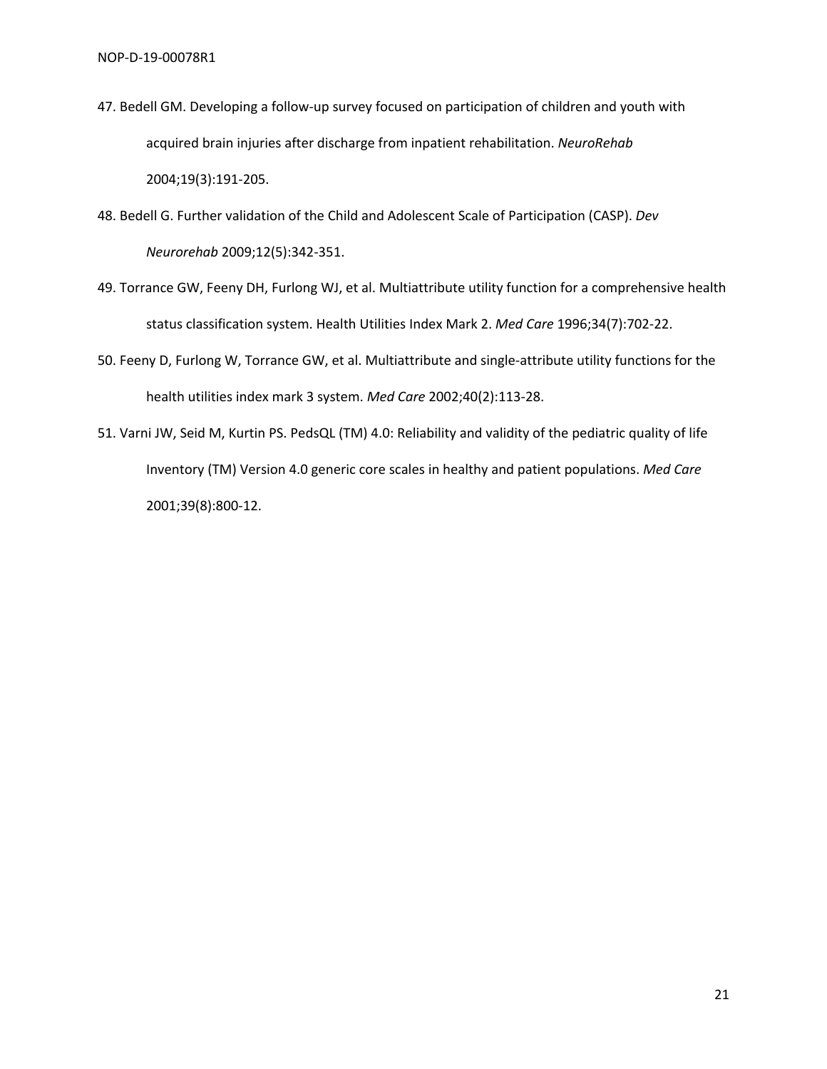47. Bedell GM. Developing a follow-up survey focused on participation of children and youth with acquired brain injuries after discharge from inpatient rehabilitation. *NeuroRehab* 2004;19(3):191-205.

48. Bedell G. Further validation of the Child and Adolescent Scale of Participation (CASP). *Dev Neurorehab* 2009;12(5):342-351.

49. Torrance GW, Feeny DH, Furlong WJ, et al. Multiattribute utility function for a comprehensive health status classification system. Health Utilities Index Mark 2. *Med Care* 1996;34(7):702-22.

50. Feeny D, Furlong W, Torrance GW, et al. Multiattribute and single-attribute utility functions for the health utilities index mark 3 system. *Med Care* 2002;40(2):113-28.

51. Varni JW, Seid M, Kurtin PS. PedsQL (TM) 4.0: Reliability and validity of the pediatric quality of life Inventory (TM) Version 4.0 generic core scales in healthy and patient populations. *Med Care* 2001;39(8):800-12.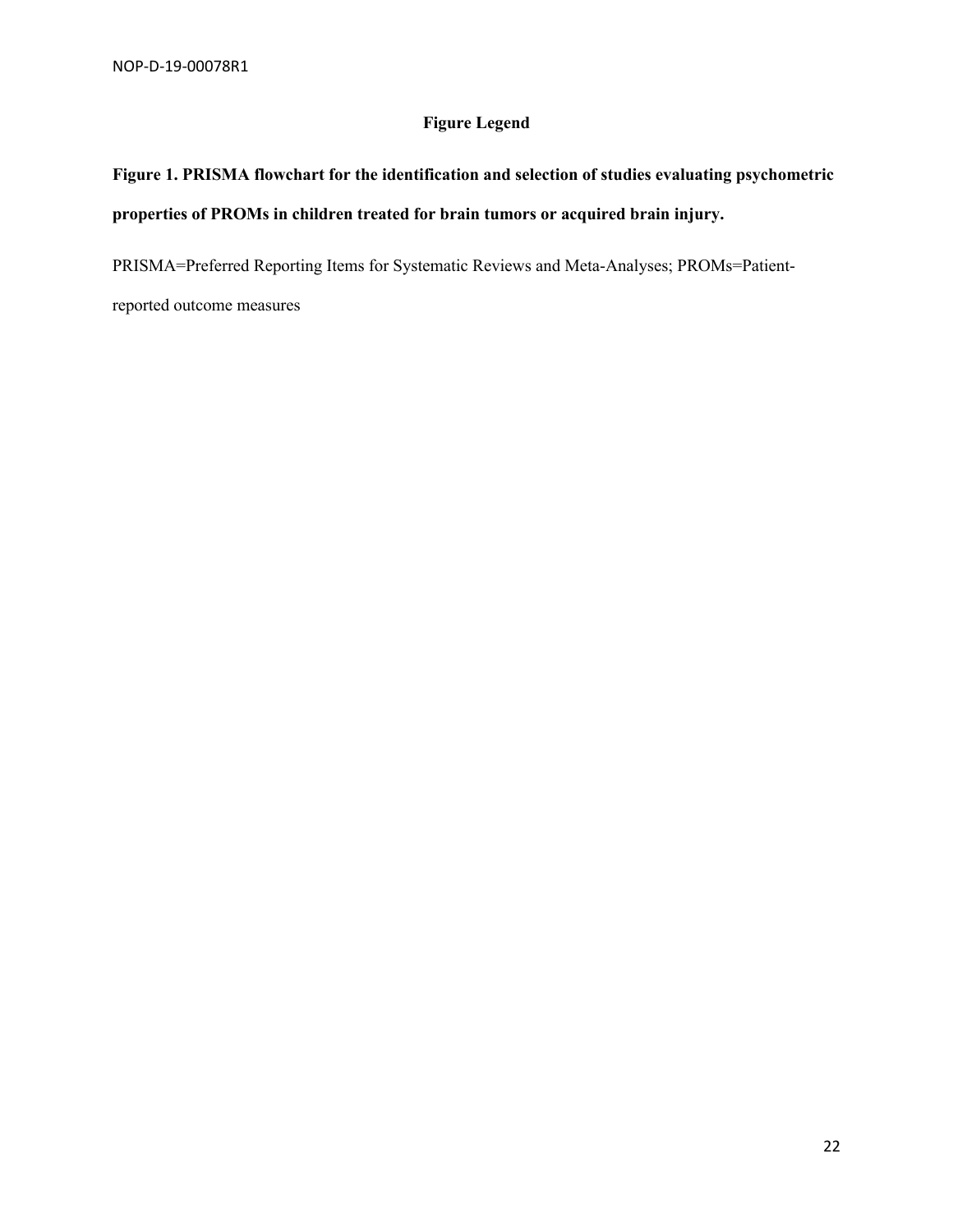## Figure Legend

**Figure 1. PRISMA flowchart for the identification and selection of studies evaluating psychometric properties of PROMs in children treated for brain tumors or acquired brain injury.**

PRISMA=Preferred Reporting Items for Systematic Reviews and Meta-Analyses; PROMs=Patient-reported outcome measures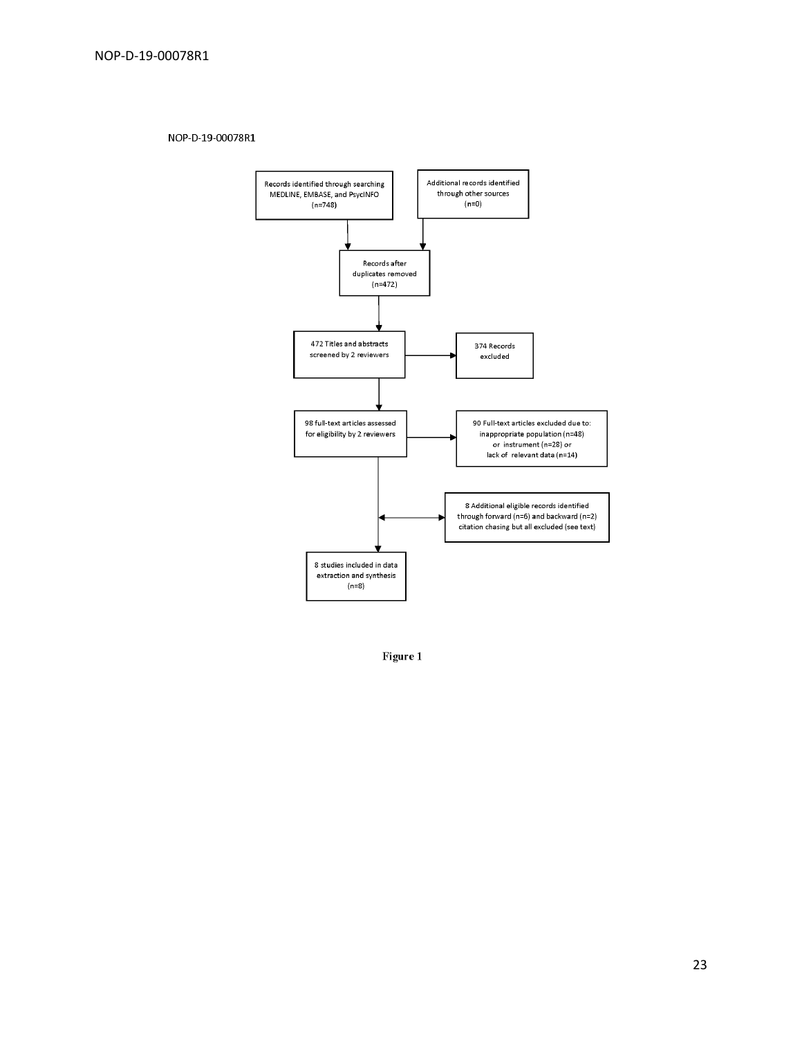NOP-D-19-00078R1

Records identified through searching MEDLINE, EMBASE, and PsycINFO (n=748)

Additional records identified through other sources (n=0)

Records after duplicates removed (n=472)

472 Titles and abstracts screened by 2 reviewers

374 Records excluded

98 full-text articles assessed for eligibility by 2 reviewers

90 Full-text articles excluded due to: inappropriate population (n=48) or instrument (n=28) or lack of relevant data (n=14)

8 Additional eligible records identified through forward (n=6) and backward (n=2) citation chasing but all excluded (see text)

8 studies included in data extraction and synthesis (n=8)

**Figure 1**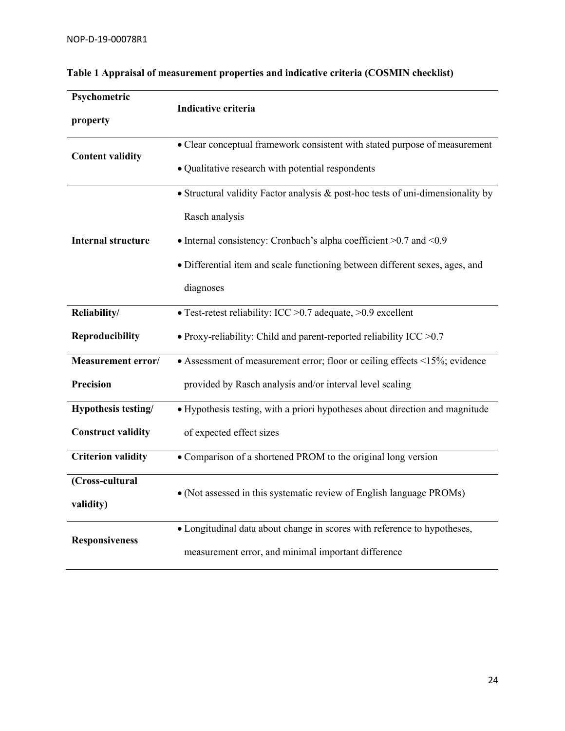**Table 1 Appraisal of measurement properties and indicative criteria (COSMIN checklist)**

| Psychometric property | Indicative criteria |
|---|---|
| **Content validity** | • Clear conceptual framework consistent with stated purpose of measurement<br>• Qualitative research with potential respondents |
| **Internal structure** | • Structural validity Factor analysis & post-hoc tests of uni-dimensionality by Rasch analysis<br>• Internal consistency: Cronbach's alpha coefficient >0.7 and <0.9<br>• Differential item and scale functioning between different sexes, ages, and diagnoses |
| **Reliability/ Reproducibility** | • Test-retest reliability: ICC >0.7 adequate, >0.9 excellent<br>• Proxy-reliability: Child and parent-reported reliability ICC >0.7 |
| **Measurement error/ Precision** | • Assessment of measurement error; floor or ceiling effects <15%; evidence provided by Rasch analysis and/or interval level scaling |
| **Hypothesis testing/ Construct validity** | • Hypothesis testing, with a priori hypotheses about direction and magnitude of expected effect sizes |
| **Criterion validity** | • Comparison of a shortened PROM to the original long version |
| **(Cross-cultural validity)** | • (Not assessed in this systematic review of English language PROMs) |
| **Responsiveness** | • Longitudinal data about change in scores with reference to hypotheses, measurement error, and minimal important difference |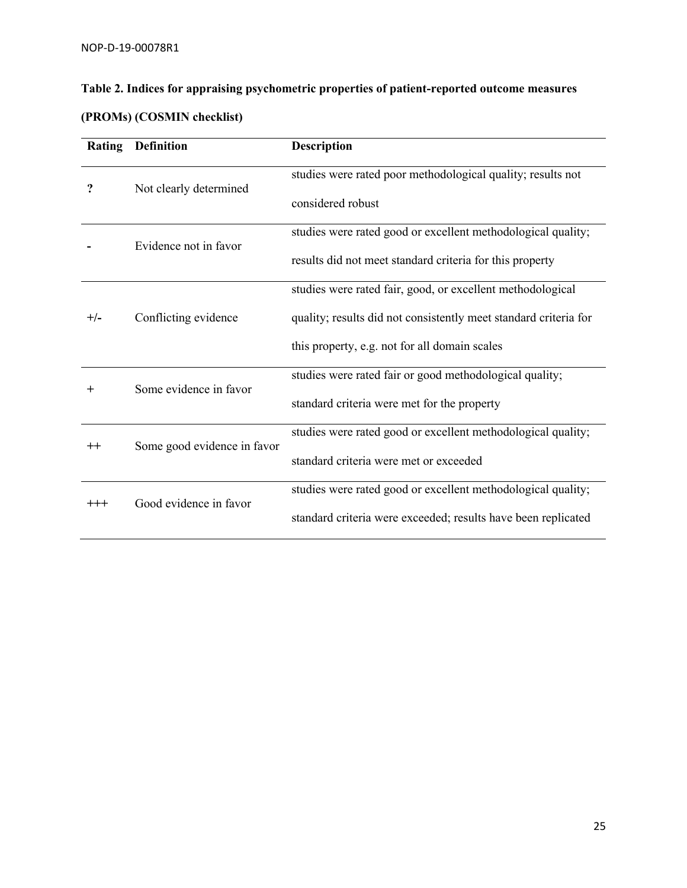**Table 2. Indices for appraising psychometric properties of patient-reported outcome measures (PROMs) (COSMIN checklist)**

| Rating | Definition | Description |
| --- | --- | --- |
| **?** | Not clearly determined | studies were rated poor methodological quality; results not considered robust |
| **-** | Evidence not in favor | studies were rated good or excellent methodological quality; results did not meet standard criteria for this property |
| +/- | Conflicting evidence | studies were rated fair, good, or excellent methodological quality; results did not consistently meet standard criteria for this property, e.g. not for all domain scales |
| + | Some evidence in favor | studies were rated fair or good methodological quality; standard criteria were met for the property |
| ++ | Some good evidence in favor | studies were rated good or excellent methodological quality; standard criteria were met or exceeded |
| +++ | Good evidence in favor | studies were rated good or excellent methodological quality; standard criteria were exceeded; results have been replicated |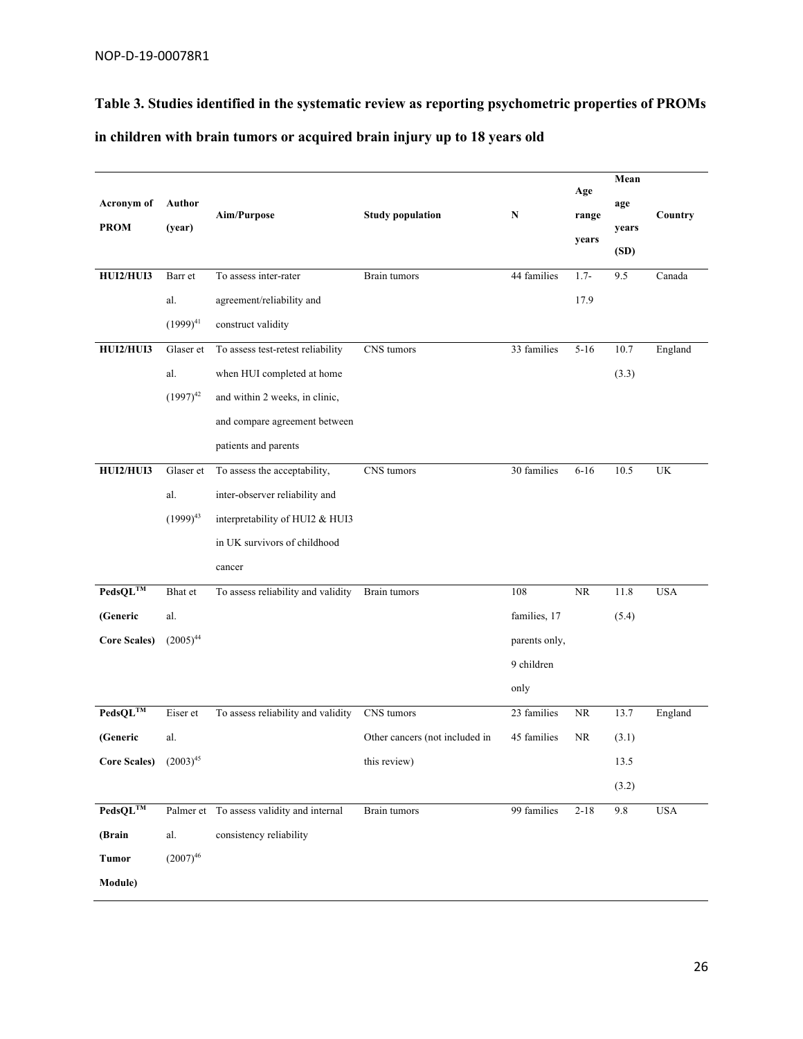**Table 3. Studies identified in the systematic review as reporting psychometric properties of PROMs in children with brain tumors or acquired brain injury up to 18 years old**

| Acronym of PROM | Author (year) | Aim/Purpose | Study population | N | Age range years | Mean age years (SD) | Country |
|---|---|---|---|---|---|---|---|
| **HUI2/HUI3** | Barr et al. (1999)[41] | To assess inter-rater agreement/reliability and construct validity | Brain tumors | 44 families | 1.7-17.9 | 9.5 | Canada |
| **HUI2/HUI3** | Glaser et al. (1997)[42] | To assess test-retest reliability when HUI completed at home and within 2 weeks, in clinic, and compare agreement between patients and parents | CNS tumors | 33 families | 5-16 | 10.7 (3.3) | England |
| **HUI2/HUI3** | Glaser et al. (1999)[43] | To assess the acceptability, inter-observer reliability and interpretability of HUI2 & HUI3 in UK survivors of childhood cancer | CNS tumors | 30 families | 6-16 | 10.5 | UK |
| **PedsQL™ (Generic Core Scales)** | Bhat et al. (2005)[44] | To assess reliability and validity | Brain tumors | 108 families, 17 parents only, 9 children only | NR | 11.8 (5.4) | USA |
| **PedsQL™ (Generic Core Scales)** | Eiser et al. (2003)[45] | To assess reliability and validity | CNS tumors<br>Other cancers (not included in this review) | 23 families<br>45 families | NR<br>NR | 13.7 (3.1)<br>13.5 (3.2) | England |
| **PedsQL™ (Brain Tumor Module)** | Palmer et al. (2007)[46] | To assess validity and internal consistency reliability | Brain tumors | 99 families | 2-18 | 9.8 | USA |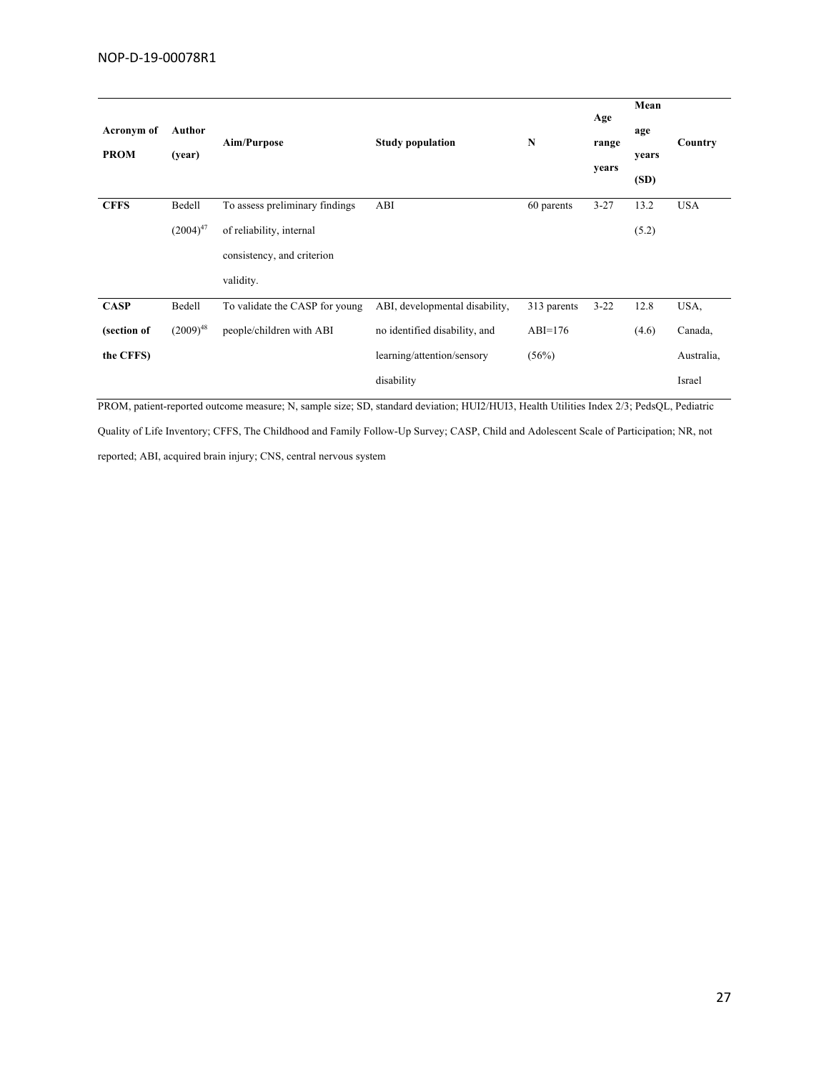| Acronym of PROM | Author (year) | Aim/Purpose | Study population | N | Age range years | Mean age years (SD) | Country |
|---|---|---|---|---|---|---|---|
| **CFFS** | Bedell (2004)[47] | To assess preliminary findings of reliability, internal consistency, and criterion validity. | ABI | 60 parents | 3-27 | 13.2 (5.2) | USA |
| **CASP (section of the CFFS)** | Bedell (2009)[48] | To validate the CASP for young people/children with ABI | ABI, developmental disability, no identified disability, and learning/attention/sensory disability | 313 parents ABI=176 (56%) | 3-22 | 12.8 (4.6) | USA, Canada, Australia, Israel |

PROM, patient-reported outcome measure; N, sample size; SD, standard deviation; HUI2/HUI3, Health Utilities Index 2/3; PedsQL, Pediatric Quality of Life Inventory; CFFS, The Childhood and Family Follow-Up Survey; CASP, Child and Adolescent Scale of Participation; NR, not reported; ABI, acquired brain injury; CNS, central nervous system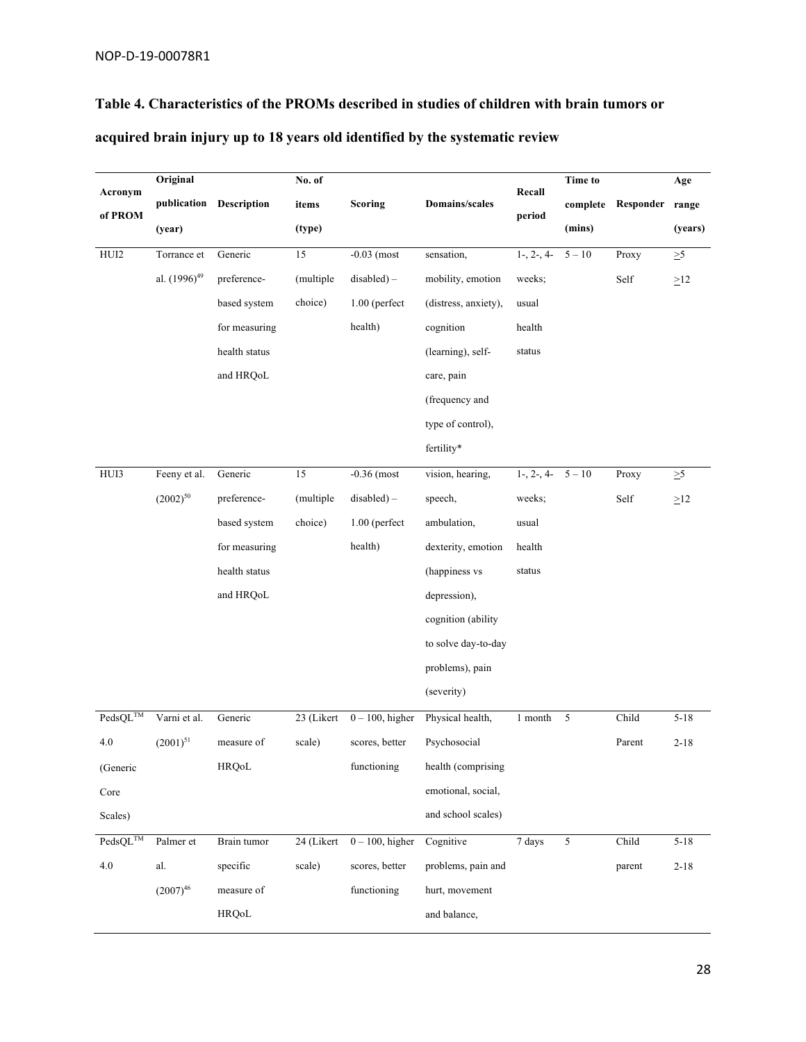**Table 4. Characteristics of the PROMs described in studies of children with brain tumors or acquired brain injury up to 18 years old identified by the systematic review**

| Acronym of PROM | Original publication (year) | Description | No. of items (type) | Scoring | Domains/scales | Recall period | Time to complete (mins) | Responder | Age range (years) |
|---|---|---|---|---|---|---|---|---|---|
| HUI2 | Torrance et al. (1996)[49] | Generic preference-based system for measuring health status and HRQoL | 15 (multiple choice) | -0.03 (most disabled) – 1.00 (perfect health) | sensation, mobility, emotion (distress, anxiety), cognition (learning), self-care, pain (frequency and type of control), fertility* | 1-, 2-, 4-weeks; usual health status | 5 – 10 | Proxy<br>Self | ≥5<br>≥12 |
| HUI3 | Feeny et al. (2002)[50] | Generic preference-based system for measuring health status and HRQoL | 15 (multiple choice) | -0.36 (most disabled) – 1.00 (perfect health) | vision, hearing, speech, ambulation, dexterity, emotion (happiness vs depression), cognition (ability to solve day-to-day problems), pain (severity) | 1-, 2-, 4-weeks; usual health status | 5 – 10 | Proxy<br>Self | ≥5<br>≥12 |
| PedsQL™ 4.0 (Generic Core Scales) | Varni et al. (2001)[51] | Generic measure of HRQoL | 23 (Likert scale) | 0 – 100, higher scores, better functioning | Physical health, Psychosocial health (comprising emotional, social, and school scales) | 1 month | 5 | Child<br>Parent | 5-18<br>2-18 |
| PedsQL™ 4.0 | Palmer et al. (2007)[46] | Brain tumor specific measure of HRQoL | 24 (Likert scale) | 0 – 100, higher scores, better functioning | Cognitive problems, pain and hurt, movement and balance, | 7 days | 5 | Child<br>parent | 5-18<br>2-18 |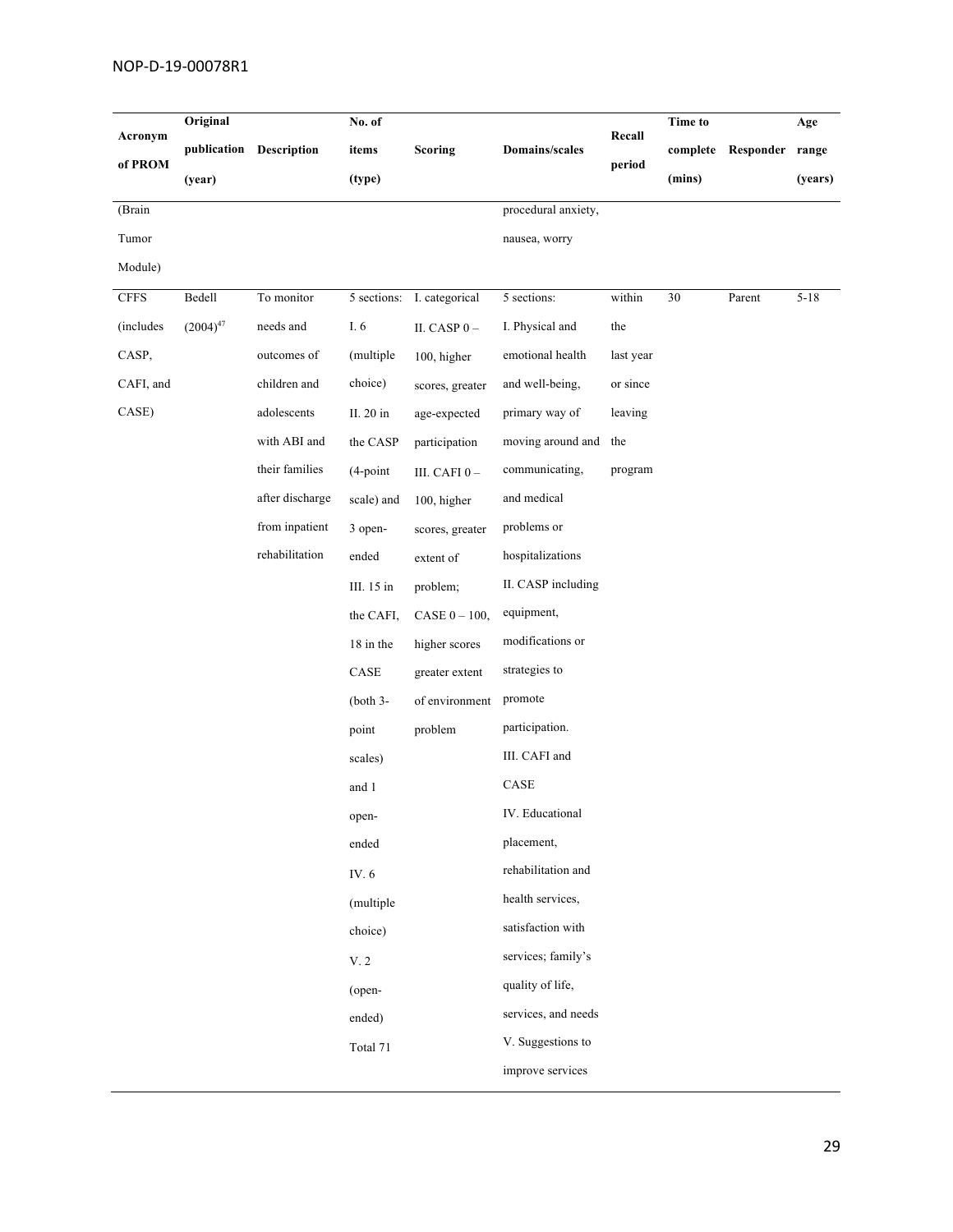| Acronym of PROM | Original publication (year) | Description | No. of items (type) | Scoring | Domains/scales | Recall period | Time to complete (mins) | Responder | Age range (years) |
|---|---|---|---|---|---|---|---|---|---|
| (Brain Tumor Module) | | | | | procedural anxiety, nausea, worry | | | | |
| CFFS (includes CASP, CAFI, and CASE) | Bedell (2004)[47] | To monitor needs and outcomes of children and adolescents with ABI and their families after discharge from inpatient rehabilitation | 5 sections: I. 6 (multiple choice) II. 20 in the CASP (4-point scale) and 3 open-ended III. 15 in the CAFI, 18 in the CASE (both 3-point scales) and 1 open-ended IV. 6 (multiple choice) V. 2 (open-ended) Total 71 | I. categorical II. CASP 0 – 100, higher scores, greater age-expected participation III. CAFI 0 – 100, higher scores, greater extent of problem; CASE 0 – 100, higher scores greater extent of environment problem | 5 sections: I. Physical and emotional health and well-being, primary way of moving around and communicating, and medical problems or hospitalizations II. CASP including equipment, modifications or strategies to promote participation. III. CAFI and CASE IV. Educational placement, rehabilitation and health services, satisfaction with services; family's quality of life, services, and needs V. Suggestions to improve services | within the last year or since leaving the program | 30 | Parent | 5-18 |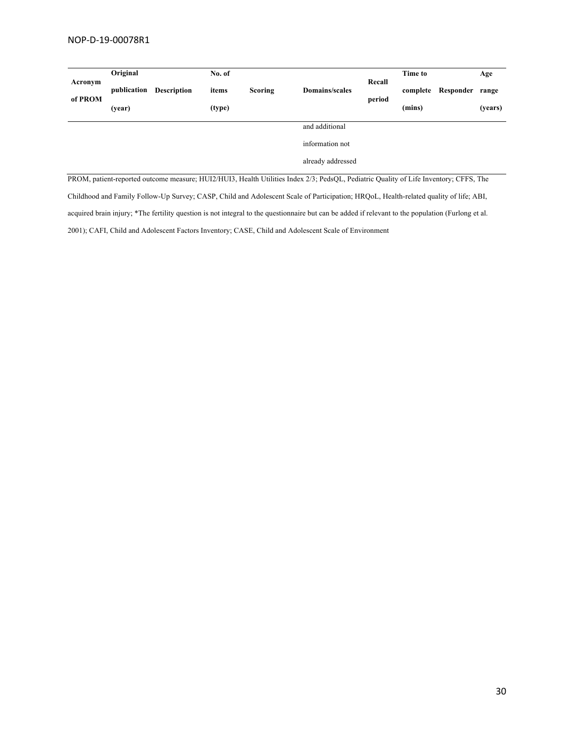| Acronym of PROM | Original publication (year) | Description | No. of items (type) | Scoring | Domains/scales | Recall period | Time to complete (mins) | Responder | Age range (years) |
|---|---|---|---|---|---|---|---|---|---|
| | | | | | and additional information not already addressed | | | | |

PROM, patient-reported outcome measure; HUI2/HUI3, Health Utilities Index 2/3; PedsQL, Pediatric Quality of Life Inventory; CFFS, The Childhood and Family Follow-Up Survey; CASP, Child and Adolescent Scale of Participation; HRQoL, Health-related quality of life; ABI, acquired brain injury; *The fertility question is not integral to the questionnaire but can be added if relevant to the population (Furlong et al. 2001); CAFI, Child and Adolescent Factors Inventory; CASE, Child and Adolescent Scale of Environment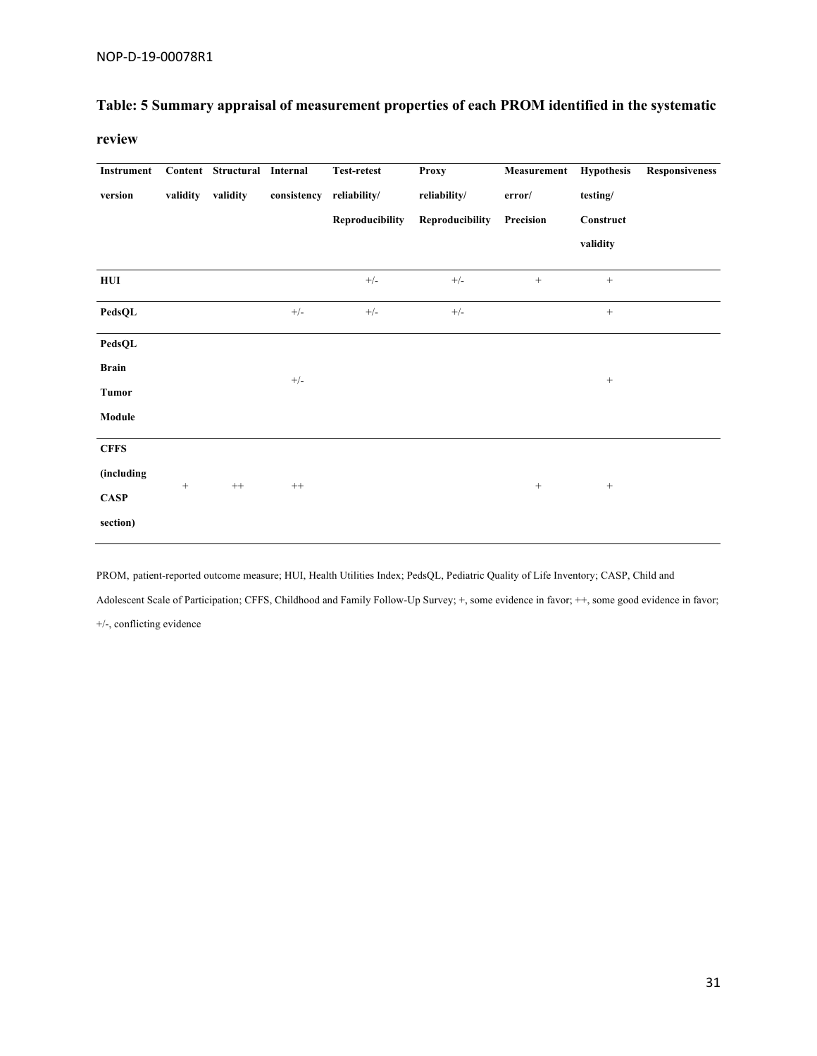**Table: 5 Summary appraisal of measurement properties of each PROM identified in the systematic review**

| Instrument version | Content validity | Structural validity | Internal consistency | Test-retest reliability/ Reproducibility | Proxy reliability/ Reproducibility | Measurement error/ Precision | Hypothesis testing/ Construct validity | Responsiveness |
|---|---|---|---|---|---|---|---|---|
| **HUI** | | | | +/- | +/- | + | + | |
| **PedsQL** | | | +/- | +/- | +/- | | + | |
| **PedsQL Brain Tumor Module** | | | +/- | | | | + | |
| **CFFS (including CASP section)** | + | ++ | ++ | | | + | + | |

PROM, patient-reported outcome measure; HUI, Health Utilities Index; PedsQL, Pediatric Quality of Life Inventory; CASP, Child and Adolescent Scale of Participation; CFFS, Childhood and Family Follow-Up Survey; +, some evidence in favor; ++, some good evidence in favor; +/-, conflicting evidence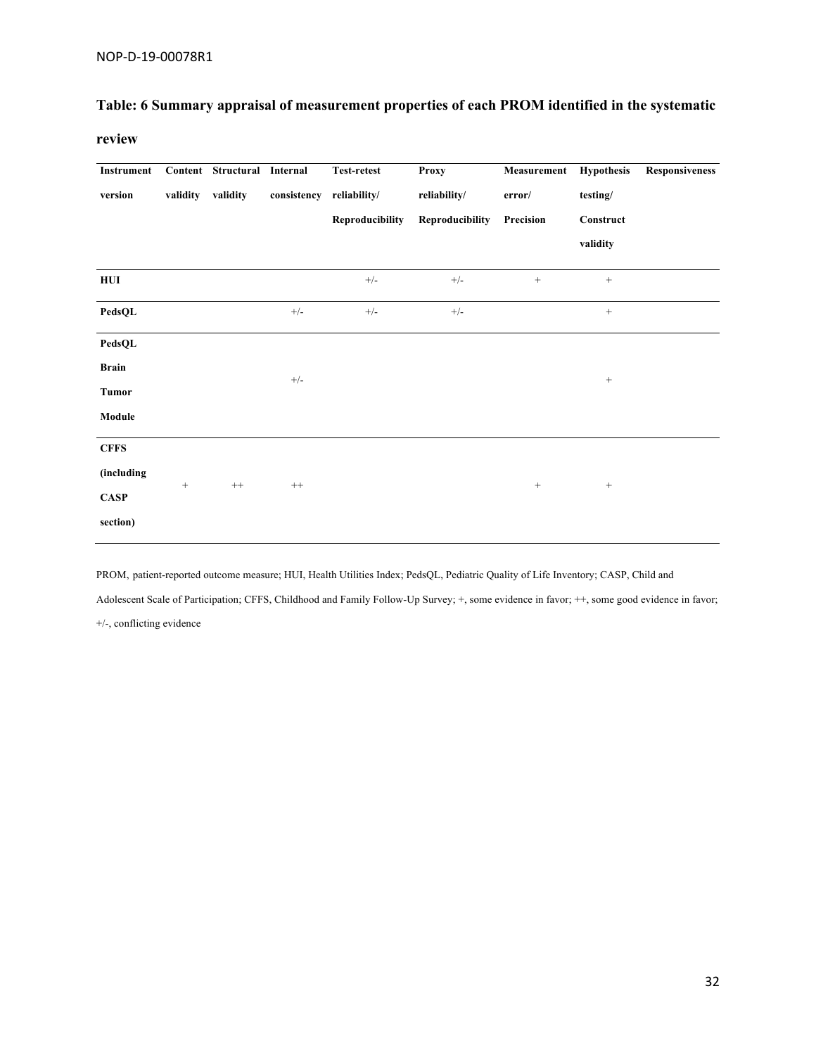**Table: 6 Summary appraisal of measurement properties of each PROM identified in the systematic review**

| Instrument version | Content validity | Structural validity | Internal consistency | Test-retest reliability/ Reproducibility | Proxy reliability/ Reproducibility | Measurement error/ Precision | Hypothesis testing/ Construct validity | Responsiveness |
|---|---|---|---|---|---|---|---|---|
| **HUI** | | | | +/- | +/- | + | + | |
| **PedsQL** | | | +/- | +/- | +/- | | + | |
| **PedsQL Brain Tumor Module** | | | +/- | | | | + | |
| **CFFS (including CASP section)** | + | ++ | ++ | | | + | + | |

PROM, patient-reported outcome measure; HUI, Health Utilities Index; PedsQL, Pediatric Quality of Life Inventory; CASP, Child and Adolescent Scale of Participation; CFFS, Childhood and Family Follow-Up Survey; +, some evidence in favor; ++, some good evidence in favor; +/-, conflicting evidence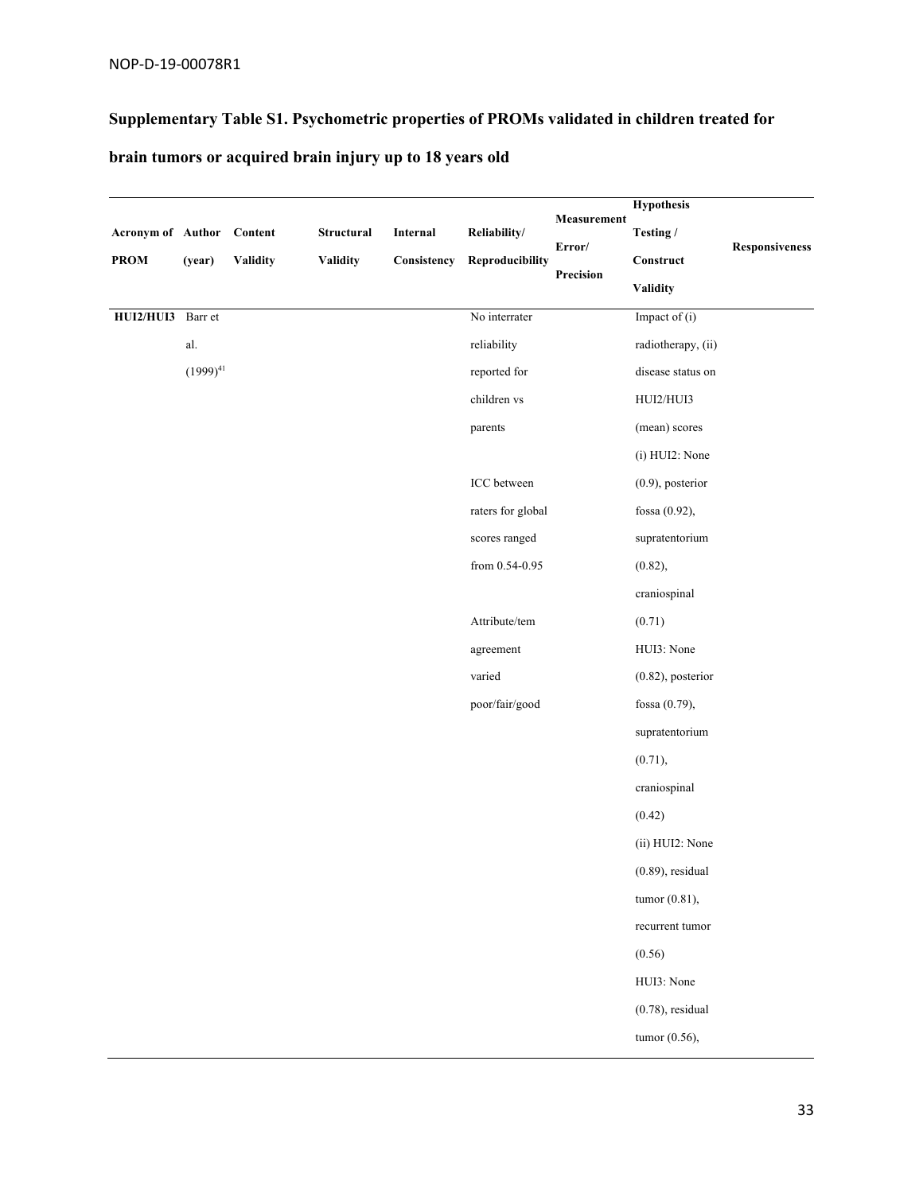**Supplementary Table S1. Psychometric properties of PROMs validated in children treated for brain tumors or acquired brain injury up to 18 years old**

| Acronym of PROM | Author (year) | Content Validity | Structural Validity | Internal Consistency | Reliability/ Reproducibility | Measurement Error/ Precision | Hypothesis Testing / Construct Validity | Responsiveness |
|---|---|---|---|---|---|---|---|---|
| **HUI2/HUI3** | Barr et al. (1999)[41] | | | | No interrater reliability reported for children vs parents<br><br>ICC between raters for global scores ranged from 0.54-0.95<br><br>Attribute/tem agreement varied poor/fair/good | | Impact of (i) radiotherapy, (ii) disease status on HUI2/HUI3 (mean) scores<br>(i) HUI2: None (0.9), posterior fossa (0.92), supratentorium (0.82), craniospinal (0.71)<br>HUI3: None (0.82), posterior fossa (0.79), supratentorium (0.71), craniospinal (0.42)<br>(ii) HUI2: None (0.89), residual tumor (0.81), recurrent tumor (0.56)<br>HUI3: None (0.78), residual tumor (0.56), | |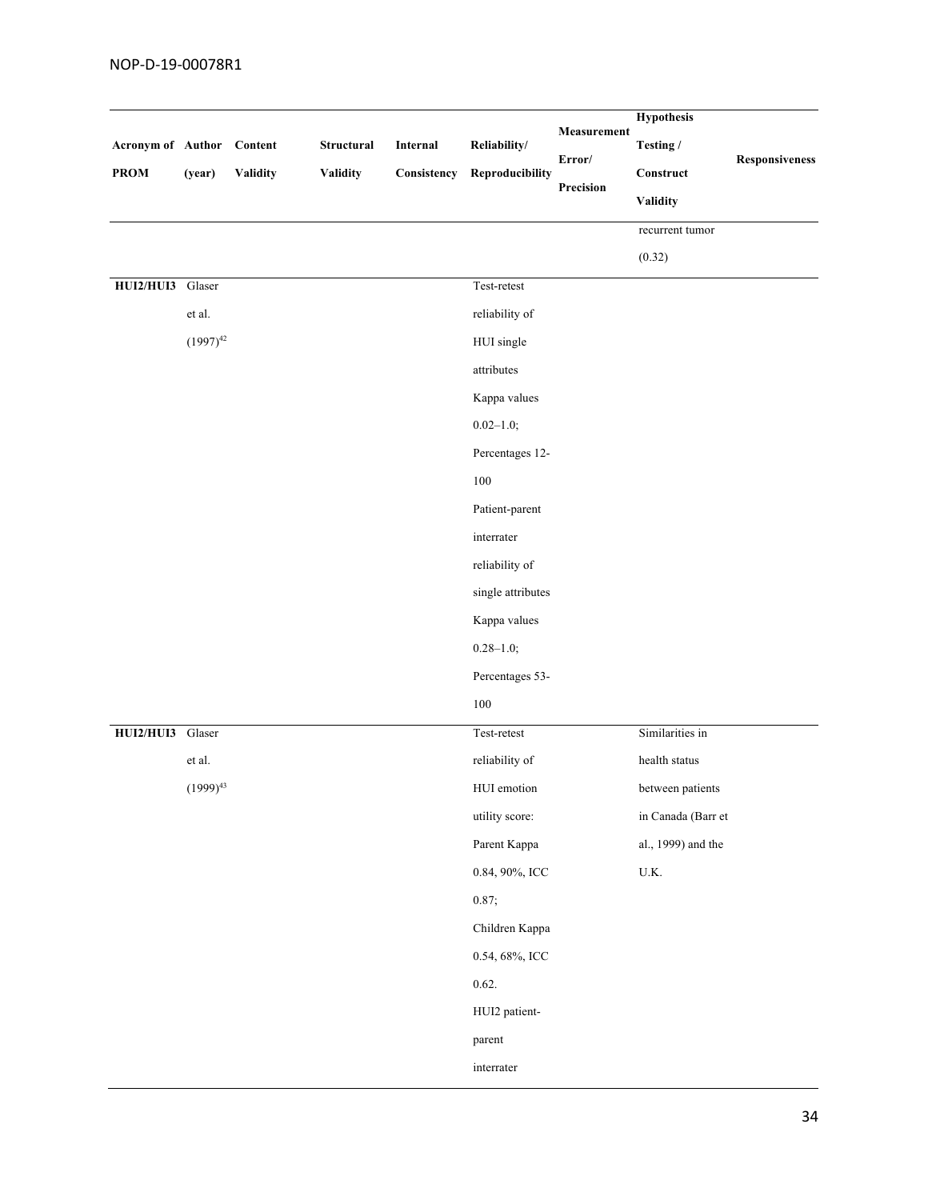| Acronym of PROM | Author (year) | Content Validity | Structural Validity | Internal Consistency | Reliability/ Reproducibility | Measurement Error/ Precision | Hypothesis Testing / Construct Validity | Responsiveness |
|---|---|---|---|---|---|---|---|---|
| | | | | | | | recurrent tumor (0.32) | |
| HUI2/HUI3 | Glaser et al. (1997)[42] | | | | Test-retest reliability of HUI single attributes Kappa values 0.02–1.0; Percentages 12-100 Patient-parent interrater reliability of single attributes Kappa values 0.28–1.0; Percentages 53-100 | | | |
| HUI2/HUI3 | Glaser et al. (1999)[43] | | | | Test-retest reliability of HUI emotion utility score: Parent Kappa 0.84, 90%, ICC 0.87; Children Kappa 0.54, 68%, ICC 0.62. HUI2 patient-parent interrater | | Similarities in health status between patients in Canada (Barr et al., 1999) and the U.K. | |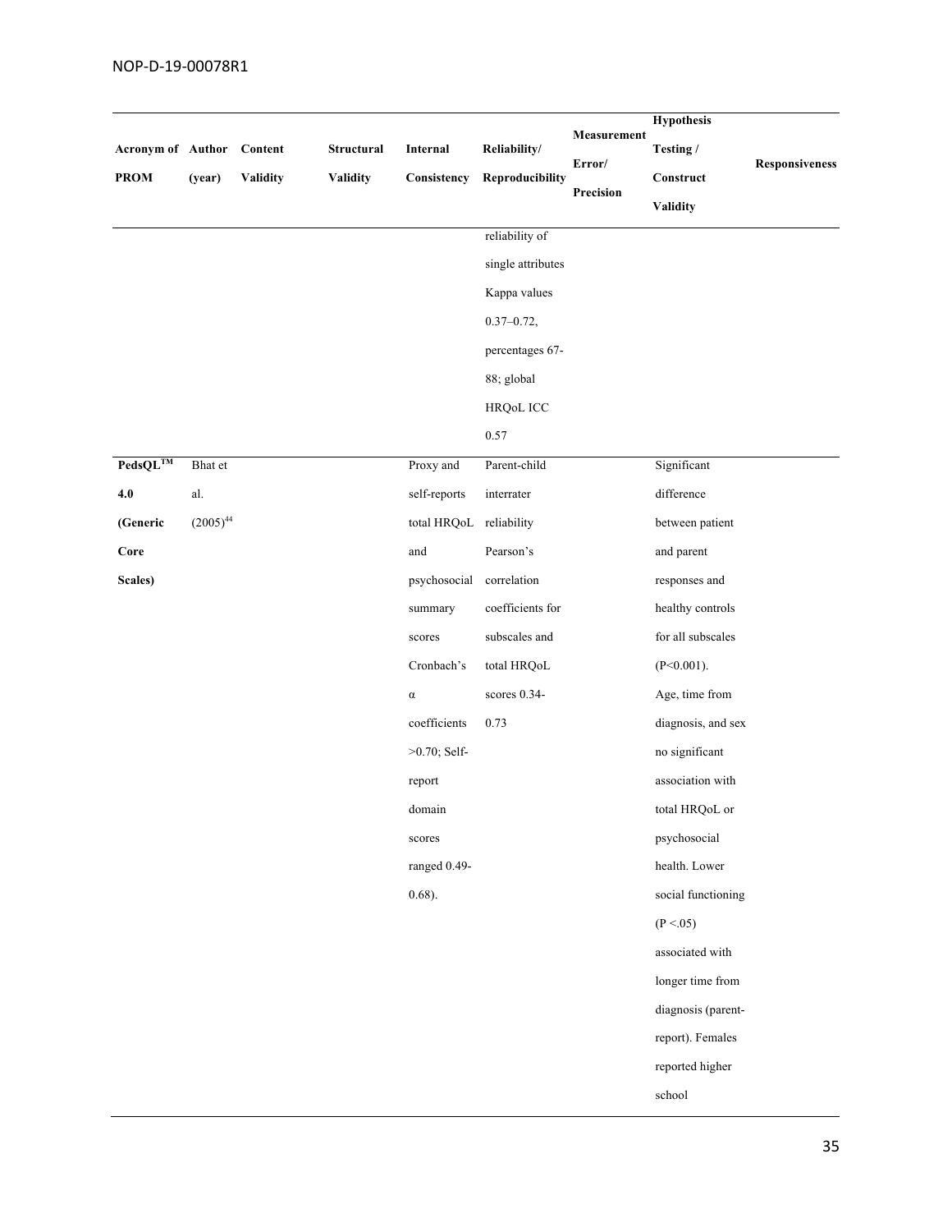| Acronym of PROM | Author (year) | Content Validity | Structural Validity | Internal Consistency | Reliability/ Reproducibility | Measurement Error/ Precision | Hypothesis Testing / Construct Validity | Responsiveness |
|---|---|---|---|---|---|---|---|---|
| | | | | | reliability of single attributes Kappa values 0.37–0.72, percentages 67-88; global HRQoL ICC 0.57 | | | |
| **PedsQL™ 4.0 (Generic Core Scales)** | Bhat et al. (2005)[44] | | | Proxy and self-reports total HRQoL and psychosocial summary scores Cronbach's α coefficients >0.70; Self-report domain scores ranged 0.49-0.68). | Parent-child interrater reliability Pearson's correlation coefficients for subscales and total HRQoL scores 0.34-0.73 | | Significant difference between patient and parent responses and healthy controls for all subscales (P<0.001). Age, time from diagnosis, and sex no significant association with total HRQoL or psychosocial health. Lower social functioning (P <.05) associated with longer time from diagnosis (parent-report). Females reported higher school | |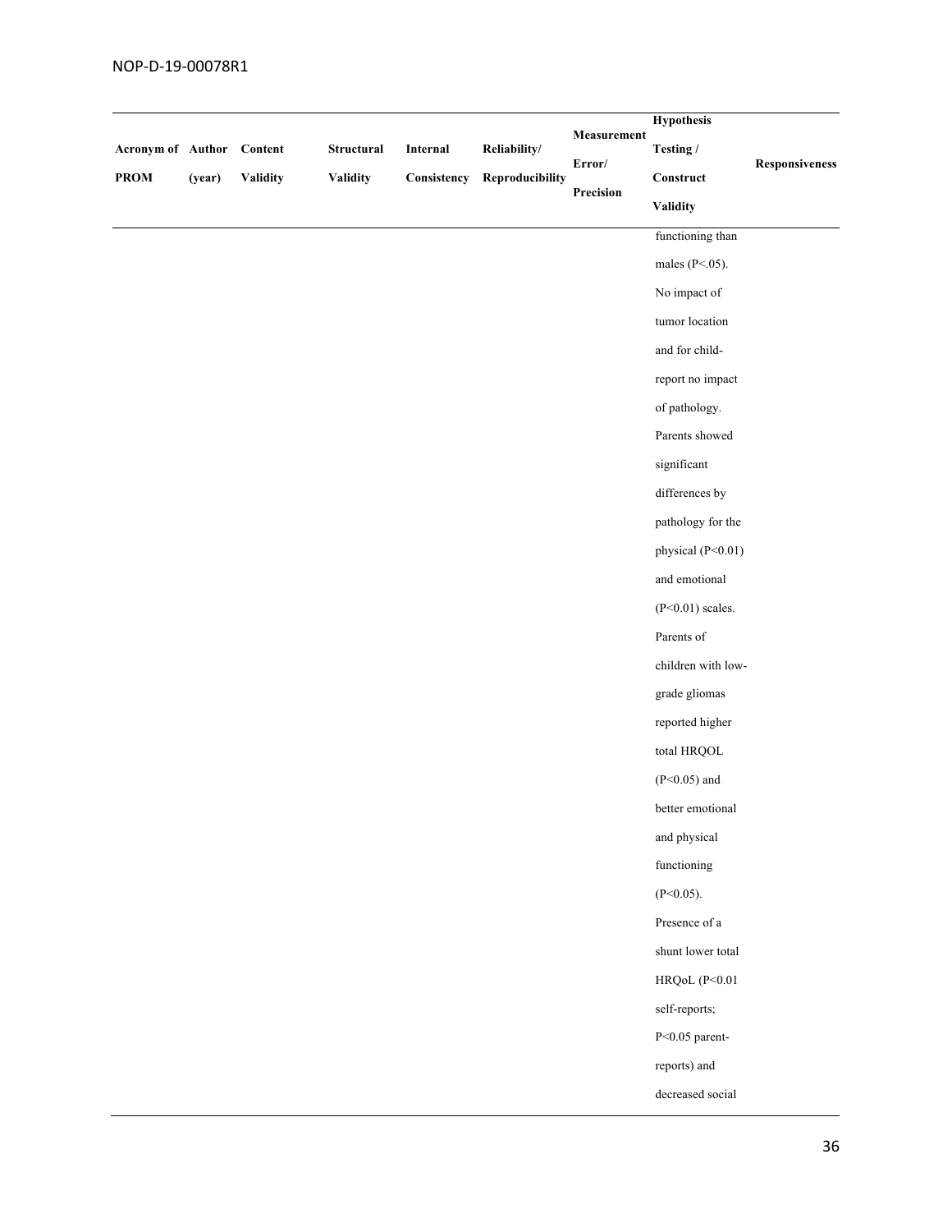| Acronym of PROM | Author (year) | Content Validity | Structural Validity | Internal Consistency | Reliability/ Reproducibility | Measurement Error/ Precision | Hypothesis Testing / Construct Validity | Responsiveness |
|---|---|---|---|---|---|---|---|---|
| | | | | | | | functioning than males (P<.05). No impact of tumor location and for child-report no impact of pathology. Parents showed significant differences by pathology for the physical (P<0.01) and emotional (P<0.01) scales. Parents of children with low-grade gliomas reported higher total HRQOL (P<0.05) and better emotional and physical functioning (P<0.05). Presence of a shunt lower total HRQoL (P<0.01 self-reports; P<0.05 parent-reports) and decreased social | |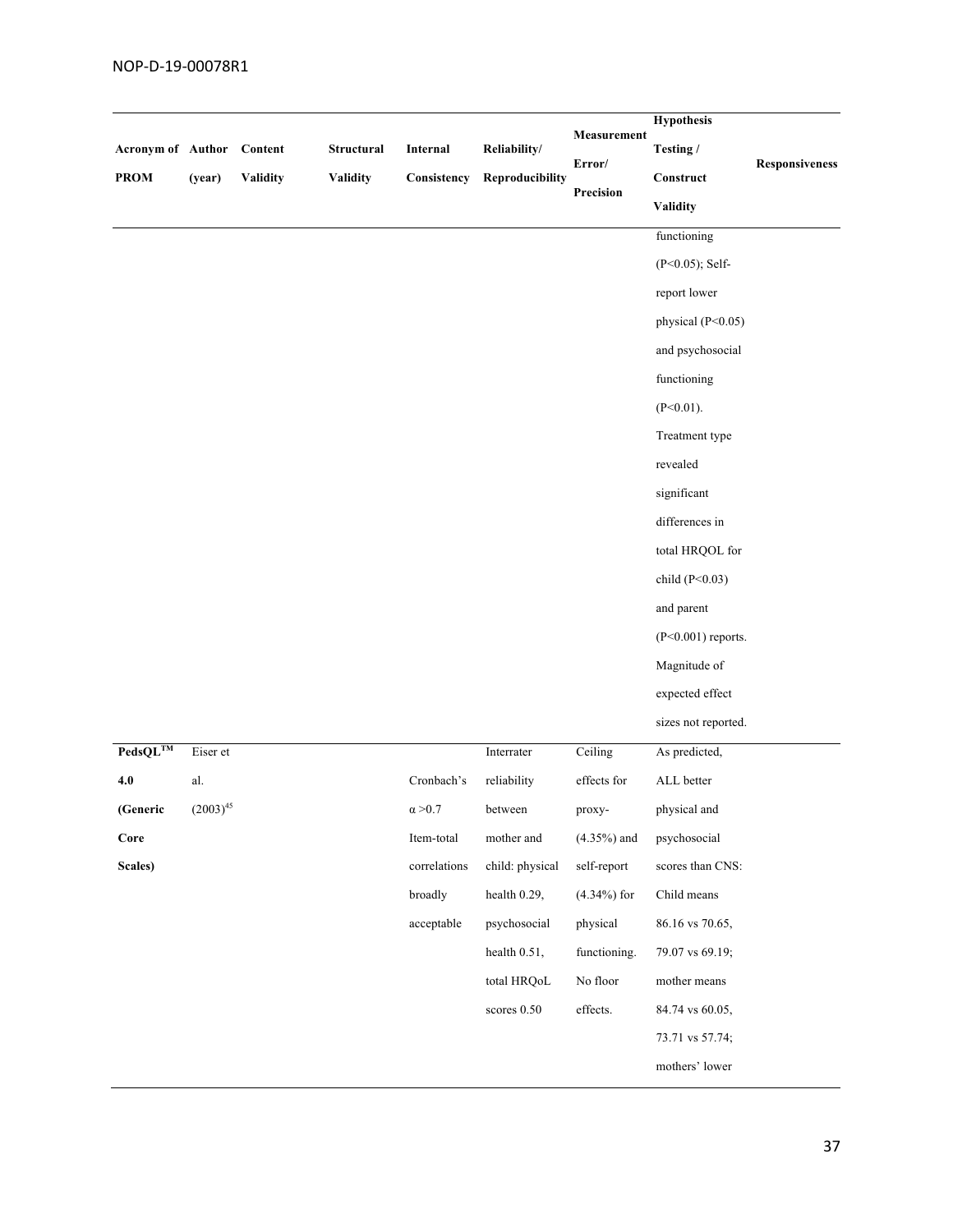| Acronym of PROM | Author (year) | Content Validity | Structural Validity | Internal Consistency | Reliability/ Reproducibility | Measurement Error/ Precision | Hypothesis Testing / Construct Validity | Responsiveness |
|---|---|---|---|---|---|---|---|---|
| | | | | | | | functioning (P<0.05); Self-report lower physical (P<0.05) and psychosocial functioning (P<0.01). Treatment type revealed significant differences in total HRQOL for child (P<0.03) and parent (P<0.001) reports. Magnitude of expected effect sizes not reported. | |
| **PedsQL™ 4.0 (Generic Core Scales)** | Eiser et al. (2003)[45] | | | Cronbach's α >0.7 Item-total correlations broadly acceptable | Interrater reliability between mother and child: physical health 0.29, psychosocial health 0.51, total HRQoL scores 0.50 | Ceiling effects for proxy- (4.35%) and self-report (4.34%) for physical functioning. No floor effects. | As predicted, ALL better physical and psychosocial scores than CNS: Child means 86.16 vs 70.65, 79.07 vs 69.19; mother means 84.74 vs 60.05, 73.71 vs 57.74; mothers' lower | |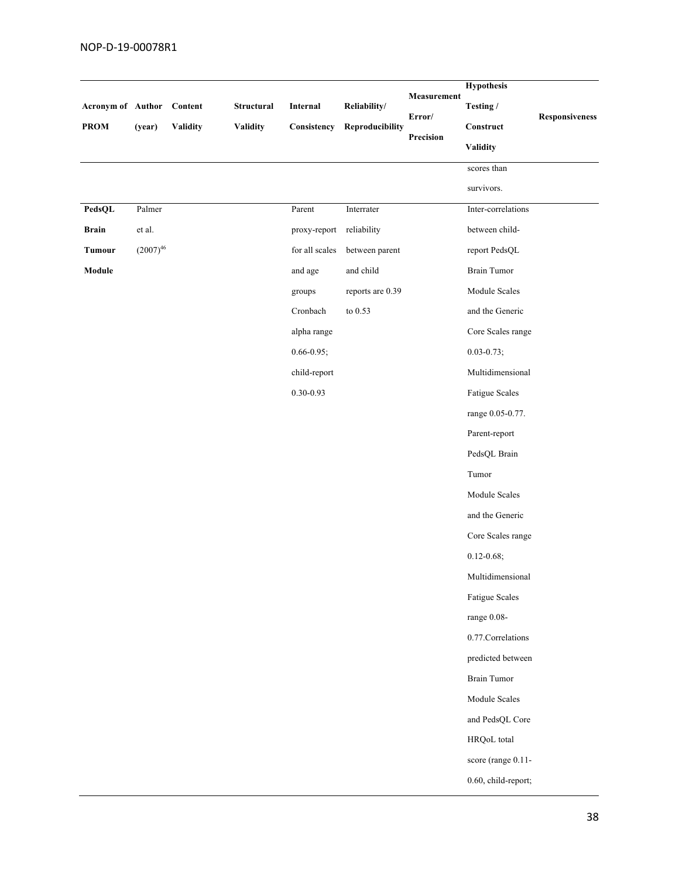| Acronym of PROM | Author (year) | Content Validity | Structural Validity | Internal Consistency | Reliability/ Reproducibility | Measurement Error/ Precision | Hypothesis Testing / Construct Validity | Responsiveness |
|---|---|---|---|---|---|---|---|---|
| | | | | | | | scores than survivors. | |
| **PedsQL Brain Tumour Module** | Palmer et al. (2007)[46] | | | Parent proxy-report for all scales and age groups Cronbach alpha range 0.66-0.95; child-report 0.30-0.93 | Interrater reliability between parent and child reports are 0.39 to 0.53 | | Inter-correlations between child-report PedsQL Brain Tumor Module Scales and the Generic Core Scales range 0.03-0.73; Multidimensional Fatigue Scales range 0.05-0.77. Parent-report PedsQL Brain Tumor Module Scales and the Generic Core Scales range 0.12-0.68; Multidimensional Fatigue Scales range 0.08-0.77.Correlations predicted between Brain Tumor Module Scales and PedsQL Core HRQoL total score (range 0.11-0.60, child-report; | |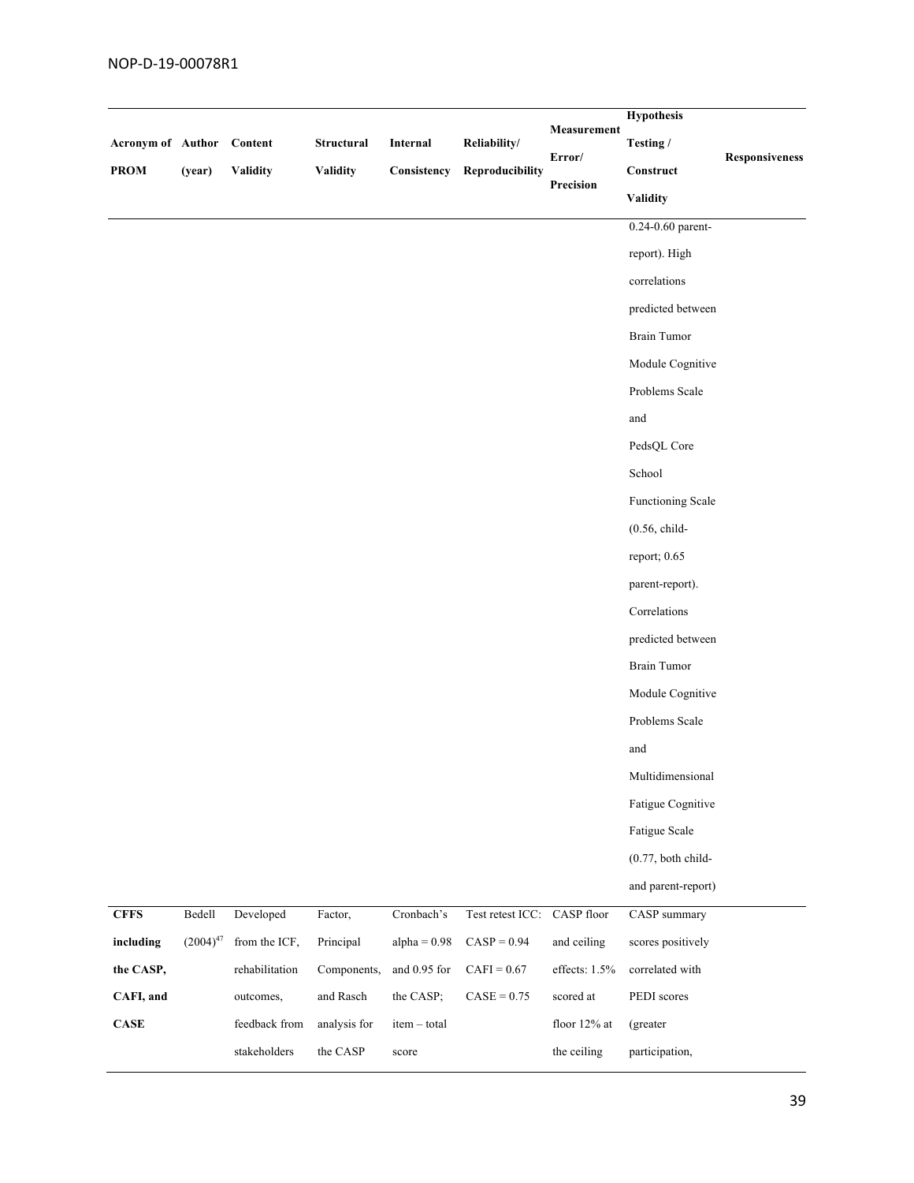| Acronym of PROM | Author (year) | Content Validity | Structural Validity | Internal Consistency | Reliability/ Reproducibility | Measurement Error/ Precision | Hypothesis Testing / Construct Validity | Responsiveness |
|---|---|---|---|---|---|---|---|---|
| | | | | | | | 0.24-0.60 parent-report). High correlations predicted between Brain Tumor Module Cognitive Problems Scale and PedsQL Core School Functioning Scale (0.56, child-report; 0.65 parent-report). Correlations predicted between Brain Tumor Module Cognitive Problems Scale and Multidimensional Fatigue Cognitive Fatigue Scale (0.77, both child- and parent-report) | |
| **CFFS including the CASP, CAFI, and CASE** | Bedell (2004)[47] | Developed from the ICF, rehabilitation outcomes, feedback from stakeholders | Factor, Principal Components, and Rasch analysis for the CASP | Cronbach's alpha = 0.98 and 0.95 for the CASP; item – total score | Test retest ICC: CASP = 0.94 CAFI = 0.67 CASE = 0.75 | CASP floor and ceiling effects: 1.5% scored at floor 12% at the ceiling | CASP summary scores positively correlated with PEDI scores (greater participation, | |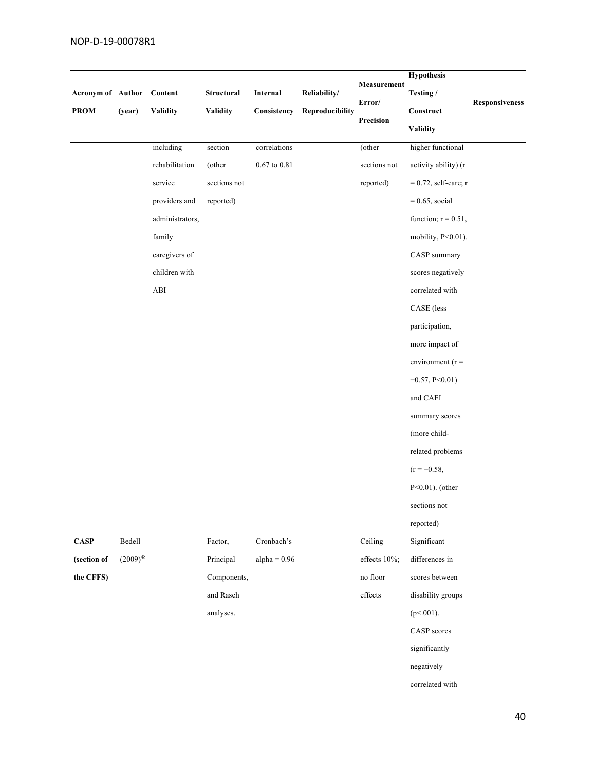| Acronym of PROM | Author (year) | Content Validity | Structural Validity | Internal Consistency | Reliability/ Reproducibility | Measurement Error/ Precision | Hypothesis Testing / Construct Validity | Responsiveness |
|---|---|---|---|---|---|---|---|---|
| | | including rehabilitation service providers and administrators, family caregivers of children with ABI | section (other sections not reported) | correlations 0.67 to 0.81 | | (other sections not reported) | higher functional activity ability) (r = 0.72, self-care; r = 0.65, social function; r = 0.51, mobility, P<0.01). CASP summary scores negatively correlated with CASE (less participation, more impact of environment (r = −0.57, P<0.01) and CAFI summary scores (more child-related problems (r = −0.58, P<0.01). (other sections not reported) | |
| **CASP (section of the CFFS)** | Bedell (2009)[48] | | Factor, Principal Components, and Rasch analyses. | Cronbach's alpha = 0.96 | | Ceiling effects 10%; no floor effects | Significant differences in scores between disability groups (p<.001). CASP scores significantly negatively correlated with | |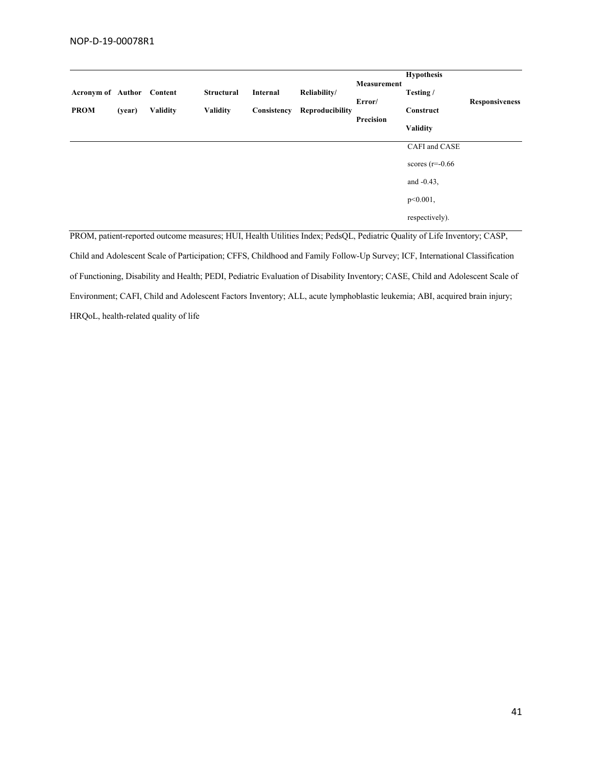| Acronym of PROM | Author (year) | Content Validity | Structural Validity | Internal Consistency | Reliability/ Reproducibility | Measurement Error/ Precision | Hypothesis Testing / Construct Validity | Responsiveness |
|---|---|---|---|---|---|---|---|---|
| | | | | | | | CAFI and CASE scores (r=-0.66 and -0.43, p<0.001, respectively). | |

PROM, patient-reported outcome measures; HUI, Health Utilities Index; PedsQL, Pediatric Quality of Life Inventory; CASP, Child and Adolescent Scale of Participation; CFFS, Childhood and Family Follow-Up Survey; ICF, International Classification of Functioning, Disability and Health; PEDI, Pediatric Evaluation of Disability Inventory; CASE, Child and Adolescent Scale of Environment; CAFI, Child and Adolescent Factors Inventory; ALL, acute lymphoblastic leukemia; ABI, acquired brain injury; HRQoL, health-related quality of life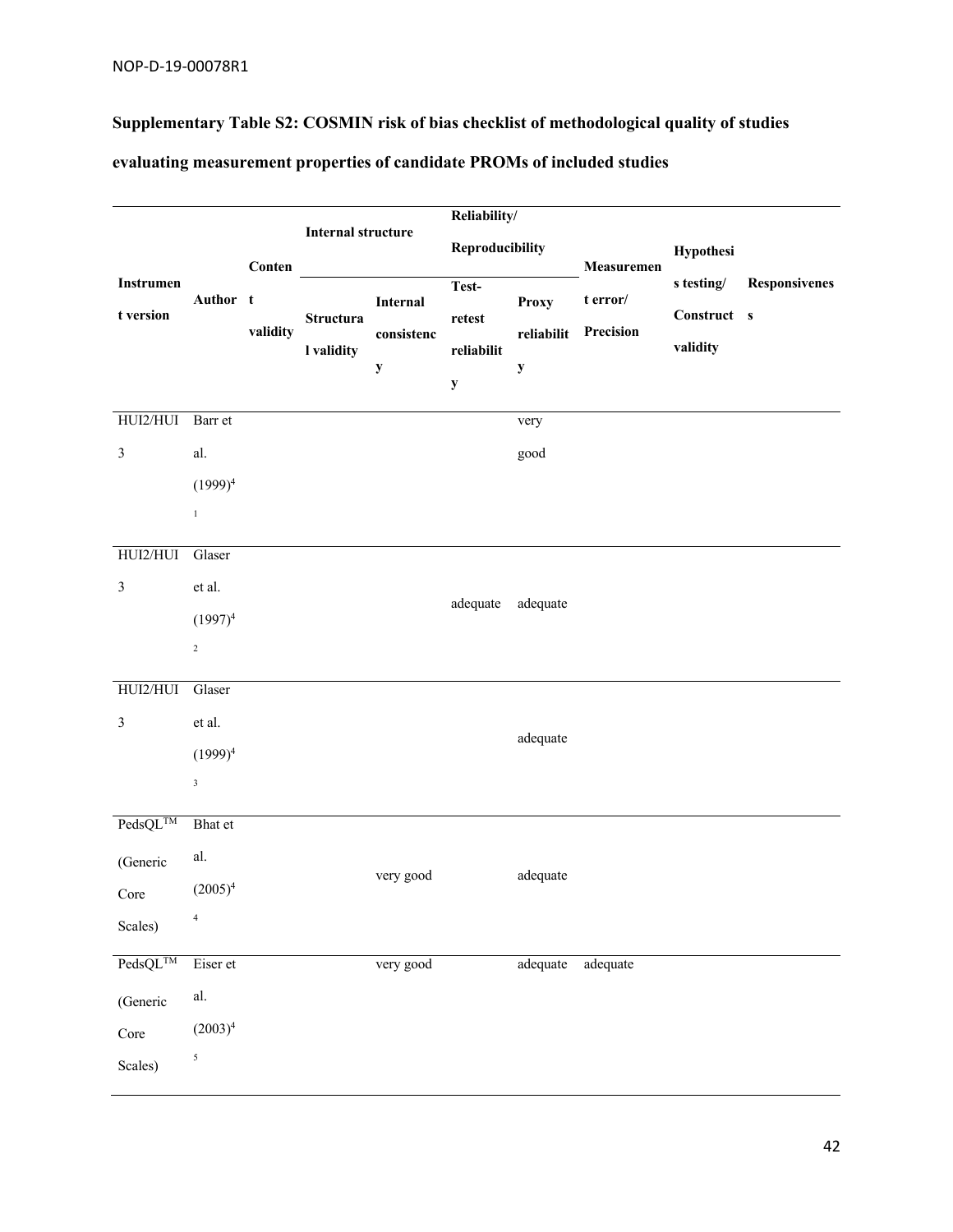**Supplementary Table S2: COSMIN risk of bias checklist of methodological quality of studies evaluating measurement properties of candidate PROMs of included studies**

| Instrument version | Author | Content validity | Internal structure | | Reliability/ Reproducibility | | Measurement error/ Precision | Hypothesis testing/ Construct validity | Responsiveness |
|---|---|---|---|---|---|---|---|---|---|
| | | | Structural validity | Internal consistency | Test-retest reliability | Proxy reliability | | | |
| HUI2/HUI3 | Barr et al. (1999)[41] | | | | | very good | | | |
| HUI2/HUI3 | Glaser et al. (1997)[42] | | | | adequate | adequate | | | |
| HUI2/HUI3 | Glaser et al. (1999)[43] | | | | | adequate | | | |
| PedsQL™ (Generic Core Scales) | Bhat et al. (2005)[44] | | | very good | | adequate | | | |
| PedsQL™ (Generic Core Scales) | Eiser et al. (2003)[45] | | | very good | | adequate | adequate | | |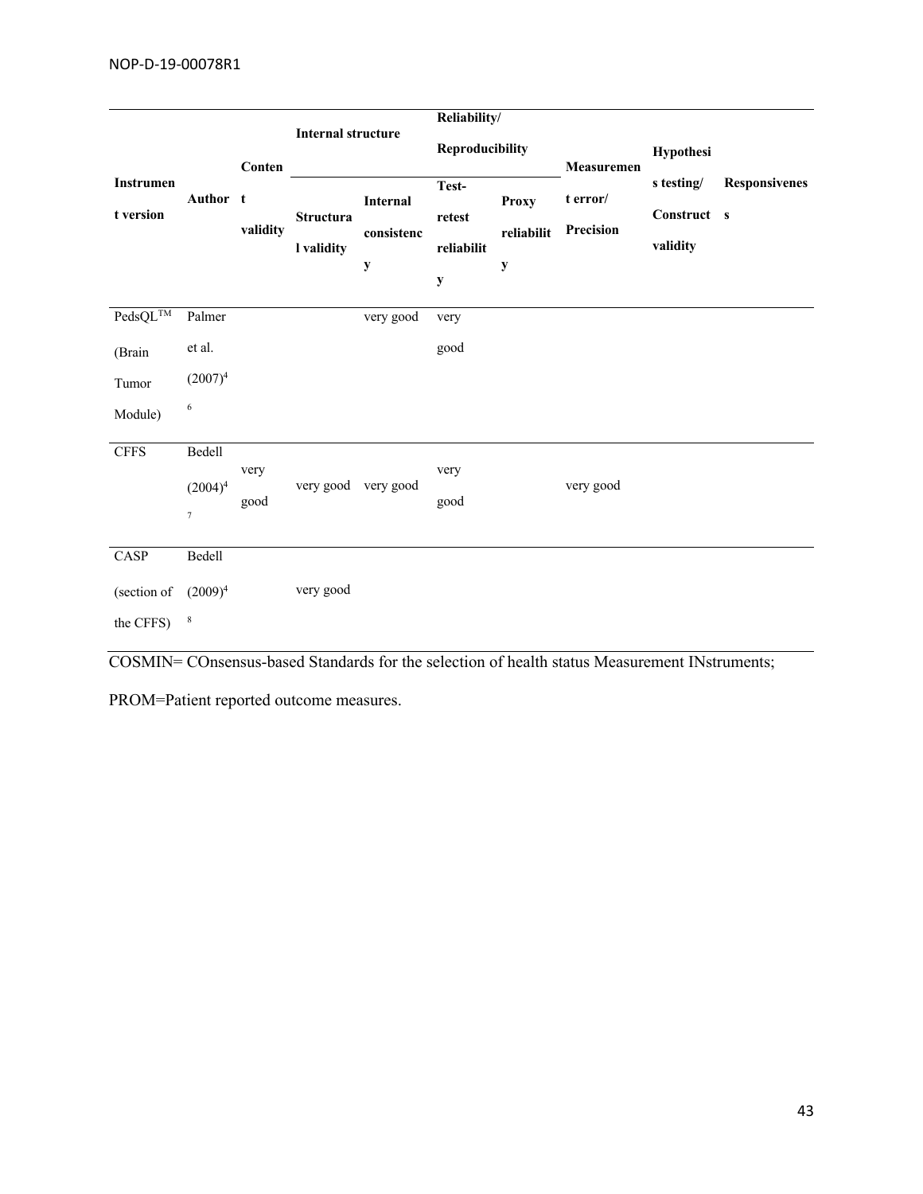| Instrument version | Author | Content validity | Internal structure | | Reliability/ Reproducibility | | Measurement error/ Precision | Hypothesis testing/ Construct validity | Responsiveness |
|---|---|---|---|---|---|---|---|---|---|
| | | | Structural validity | Internal consistency | Test-retest reliability | Proxy reliability | | | |
| PedsQL™ (Brain Tumor Module) | Palmer et al. (2007)[46] | | | very good | very good | | | | |
| CFFS | Bedell (2004)[47] | very good | very good | very good | very good | | very good | | |
| CASP (section of the CFFS) | Bedell (2009)[48] | | very good | | | | | | |

COSMIN= COnsensus-based Standards for the selection of health status Measurement INstruments; PROM=Patient reported outcome measures.